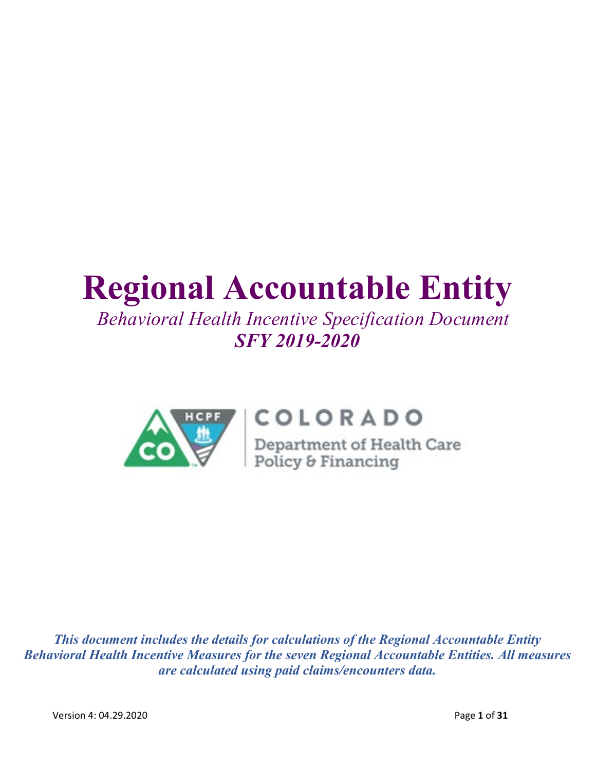# Regional Accountable Entity

*Behavioral Health Incentive Specification Document*

***SFY 2019-2020***

COLORADO

Department of Health Care Policy & Financing

***This document includes the details for calculations of the Regional Accountable Entity Behavioral Health Incentive Measures for the seven Regional Accountable Entities. All measures are calculated using paid claims/encounters data.***

Version 4: 04.29.2020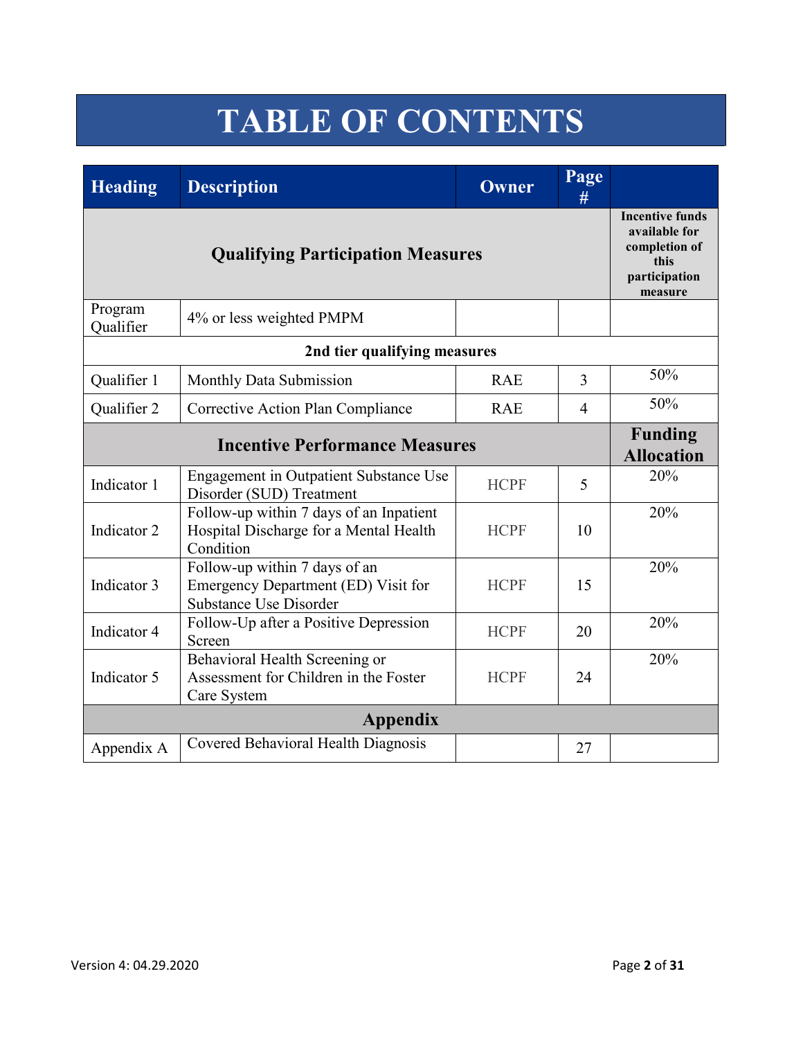# TABLE OF CONTENTS

| Heading | Description | Owner | Page # | |
|---|---|---|---|---|
| **Qualifying Participation Measures** | | | | **Incentive funds available for completion of this participation measure** |
| Program Qualifier | 4% or less weighted PMPM | | | |
| **2nd tier qualifying measures** | | | | |
| Qualifier 1 | Monthly Data Submission | RAE | 3 | 50% |
| Qualifier 2 | Corrective Action Plan Compliance | RAE | 4 | 50% |
| **Incentive Performance Measures** | | | | **Funding Allocation** |
| Indicator 1 | Engagement in Outpatient Substance Use Disorder (SUD) Treatment | HCPF | 5 | 20% |
| Indicator 2 | Follow-up within 7 days of an Inpatient Hospital Discharge for a Mental Health Condition | HCPF | 10 | 20% |
| Indicator 3 | Follow-up within 7 days of an Emergency Department (ED) Visit for Substance Use Disorder | HCPF | 15 | 20% |
| Indicator 4 | Follow-Up after a Positive Depression Screen | HCPF | 20 | 20% |
| Indicator 5 | Behavioral Health Screening or Assessment for Children in the Foster Care System | HCPF | 24 | 20% |
| **Appendix** | | | | |
| Appendix A | Covered Behavioral Health Diagnosis | | 27 | |

Version 4: 04.29.2020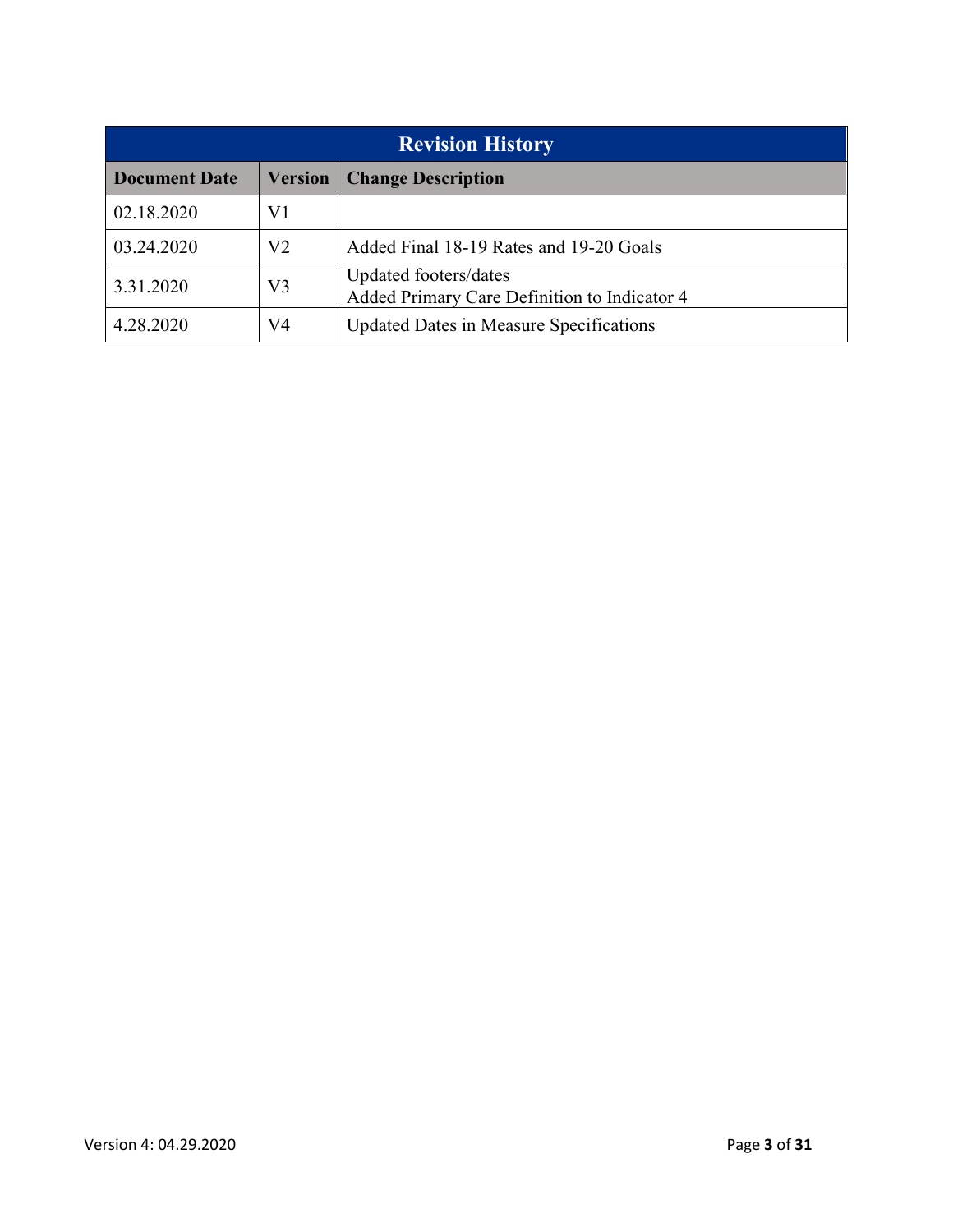| Revision History | | |
|---|---|---|
| **Document Date** | **Version** | **Change Description** |
| 02.18.2020 | V1 | |
| 03.24.2020 | V2 | Added Final 18-19 Rates and 19-20 Goals |
| 3.31.2020 | V3 | Updated footers/dates<br>Added Primary Care Definition to Indicator 4 |
| 4.28.2020 | V4 | Updated Dates in Measure Specifications |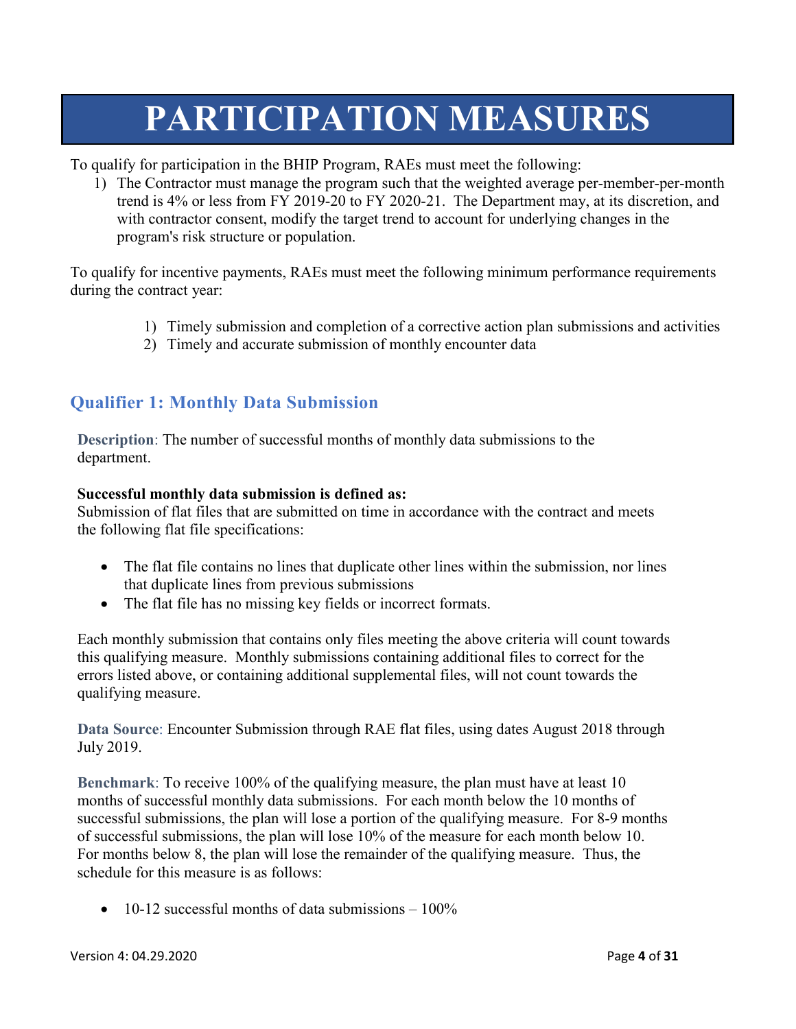# PARTICIPATION MEASURES

To qualify for participation in the BHIP Program, RAEs must meet the following:

1) The Contractor must manage the program such that the weighted average per-member-per-month trend is 4% or less from FY 2019-20 to FY 2020-21. The Department may, at its discretion, and with contractor consent, modify the target trend to account for underlying changes in the program's risk structure or population.

To qualify for incentive payments, RAEs must meet the following minimum performance requirements during the contract year:

1) Timely submission and completion of a corrective action plan submissions and activities
2) Timely and accurate submission of monthly encounter data

## Qualifier 1: Monthly Data Submission

**Description**: The number of successful months of monthly data submissions to the department.

**Successful monthly data submission is defined as:**
Submission of flat files that are submitted on time in accordance with the contract and meets the following flat file specifications:

- The flat file contains no lines that duplicate other lines within the submission, nor lines that duplicate lines from previous submissions
- The flat file has no missing key fields or incorrect formats.

Each monthly submission that contains only files meeting the above criteria will count towards this qualifying measure. Monthly submissions containing additional files to correct for the errors listed above, or containing additional supplemental files, will not count towards the qualifying measure.

**Data Source**: Encounter Submission through RAE flat files, using dates August 2018 through July 2019.

**Benchmark**: To receive 100% of the qualifying measure, the plan must have at least 10 months of successful monthly data submissions. For each month below the 10 months of successful submissions, the plan will lose a portion of the qualifying measure. For 8-9 months of successful submissions, the plan will lose 10% of the measure for each month below 10. For months below 8, the plan will lose the remainder of the qualifying measure. Thus, the schedule for this measure is as follows:

- 10-12 successful months of data submissions – 100%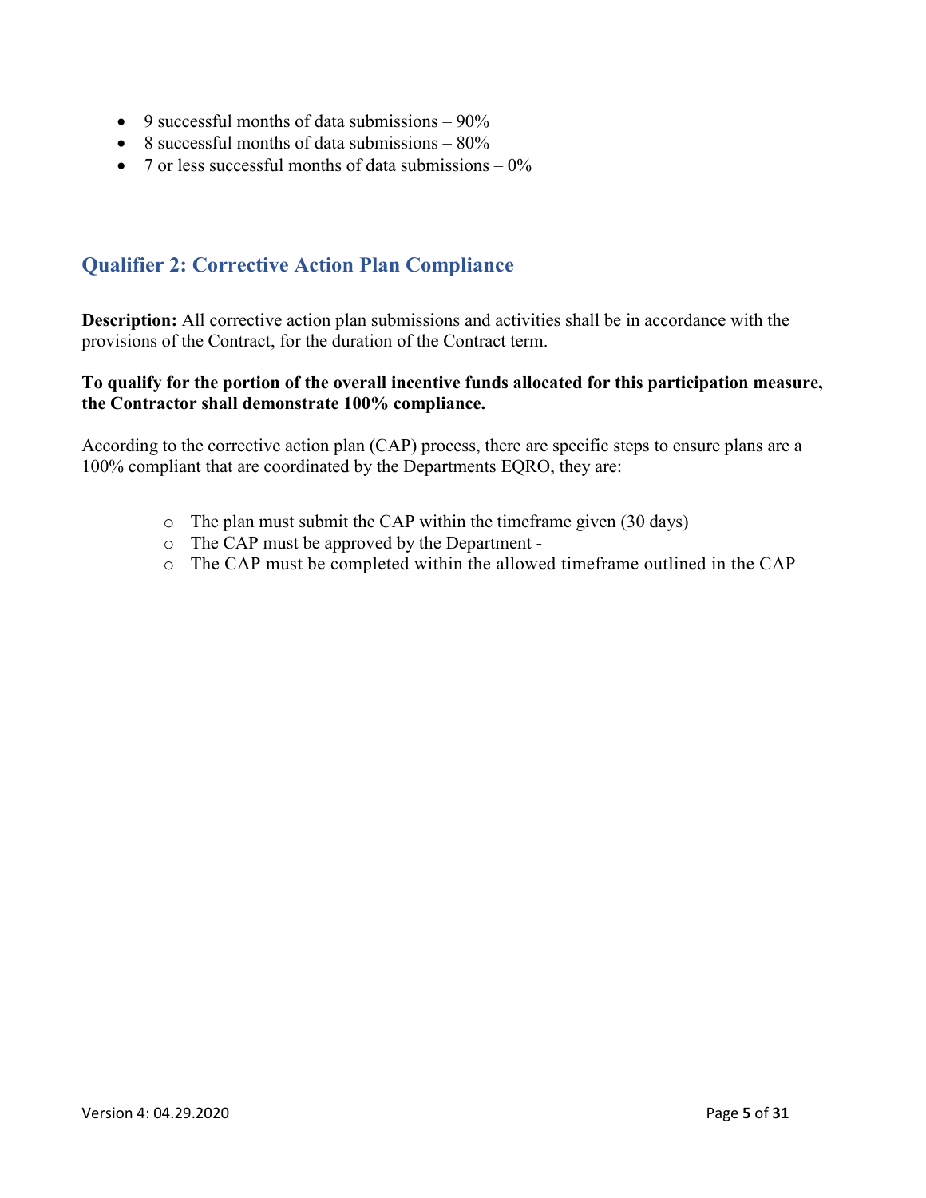- 9 successful months of data submissions – 90%
- 8 successful months of data submissions – 80%
- 7 or less successful months of data submissions – 0%

## Qualifier 2: Corrective Action Plan Compliance

**Description:** All corrective action plan submissions and activities shall be in accordance with the provisions of the Contract, for the duration of the Contract term.

**To qualify for the portion of the overall incentive funds allocated for this participation measure, the Contractor shall demonstrate 100% compliance.**

According to the corrective action plan (CAP) process, there are specific steps to ensure plans are a 100% compliant that are coordinated by the Departments EQRO, they are:

- The plan must submit the CAP within the timeframe given (30 days)
- The CAP must be approved by the Department -
- The CAP must be completed within the allowed timeframe outlined in the CAP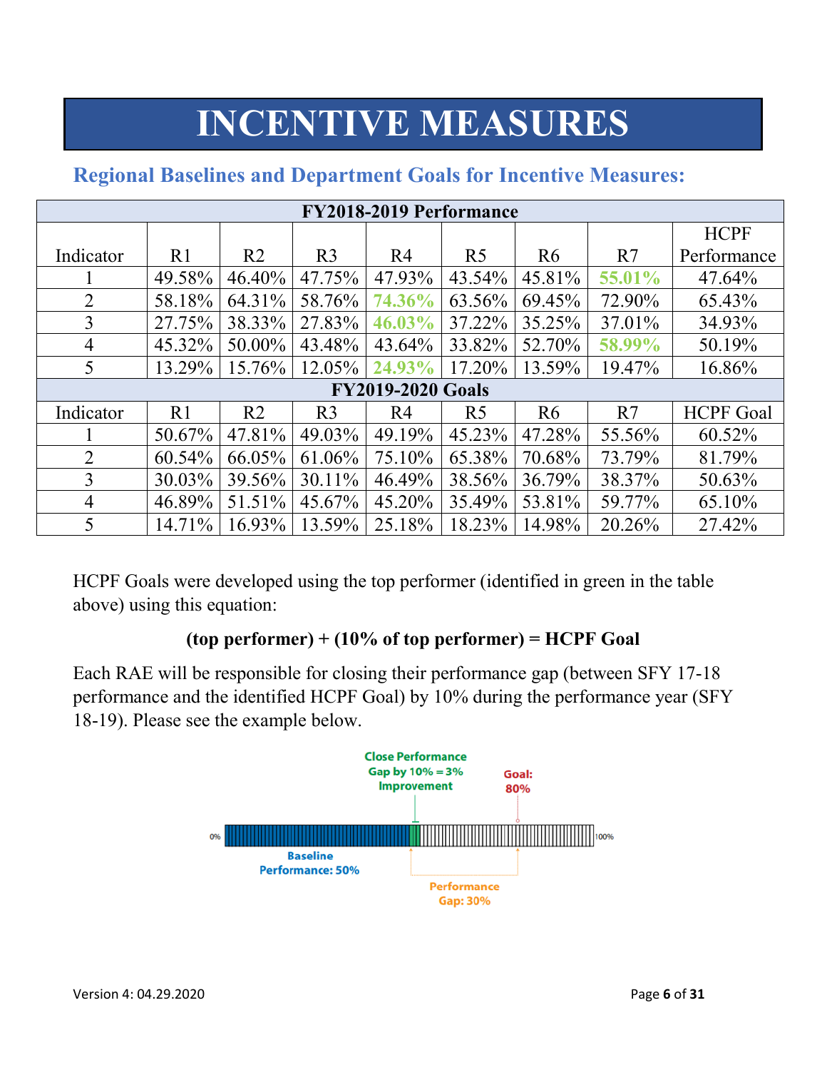# INCENTIVE MEASURES

## Regional Baselines and Department Goals for Incentive Measures:

| FY2018-2019 Performance | | | | | | | | |
|---|---|---|---|---|---|---|---|---|
| Indicator | R1 | R2 | R3 | R4 | R5 | R6 | R7 | HCPF Performance |
| 1 | 49.58% | 46.40% | 47.75% | 47.93% | 43.54% | 45.81% | **55.01%** | 47.64% |
| 2 | 58.18% | 64.31% | 58.76% | **74.36%** | 63.56% | 69.45% | 72.90% | 65.43% |
| 3 | 27.75% | 38.33% | 27.83% | **46.03%** | 37.22% | 35.25% | 37.01% | 34.93% |
| 4 | 45.32% | 50.00% | 43.48% | 43.64% | 33.82% | 52.70% | **58.99%** | 50.19% |
| 5 | 13.29% | 15.76% | 12.05% | **24.93%** | 17.20% | 13.59% | 19.47% | 16.86% |
| **FY2019-2020 Goals** | | | | | | | | |
| Indicator | R1 | R2 | R3 | R4 | R5 | R6 | R7 | HCPF Goal |
| 1 | 50.67% | 47.81% | 49.03% | 49.19% | 45.23% | 47.28% | 55.56% | 60.52% |
| 2 | 60.54% | 66.05% | 61.06% | 75.10% | 65.38% | 70.68% | 73.79% | 81.79% |
| 3 | 30.03% | 39.56% | 30.11% | 46.49% | 38.56% | 36.79% | 38.37% | 50.63% |
| 4 | 46.89% | 51.51% | 45.67% | 45.20% | 35.49% | 53.81% | 59.77% | 65.10% |
| 5 | 14.71% | 16.93% | 13.59% | 25.18% | 18.23% | 14.98% | 20.26% | 27.42% |

HCPF Goals were developed using the top performer (identified in green in the table above) using this equation:

**(top performer) + (10% of top performer) = HCPF Goal**

Each RAE will be responsible for closing their performance gap (between SFY 17-18 performance and the identified HCPF Goal) by 10% during the performance year (SFY 18-19). Please see the example below.

Close Performance Gap by 10% = 3% Improvement

Goal: 80%

0%

100%

Baseline Performance: 50%

Performance Gap: 30%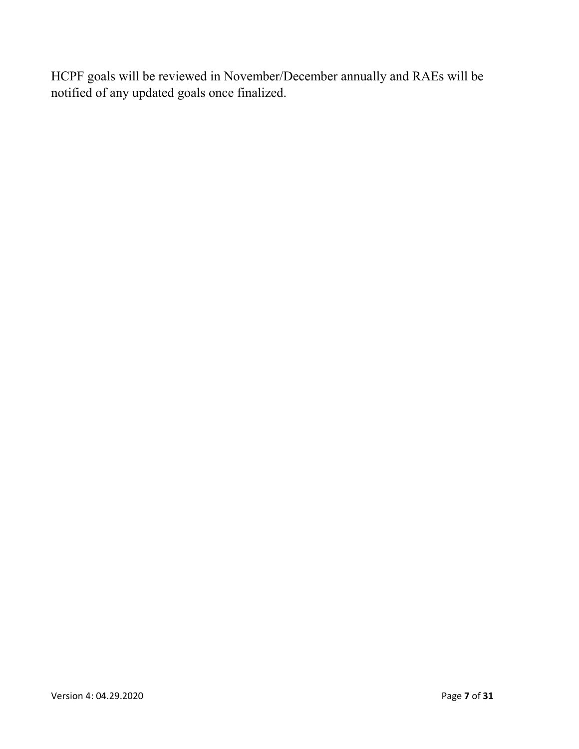HCPF goals will be reviewed in November/December annually and RAEs will be notified of any updated goals once finalized.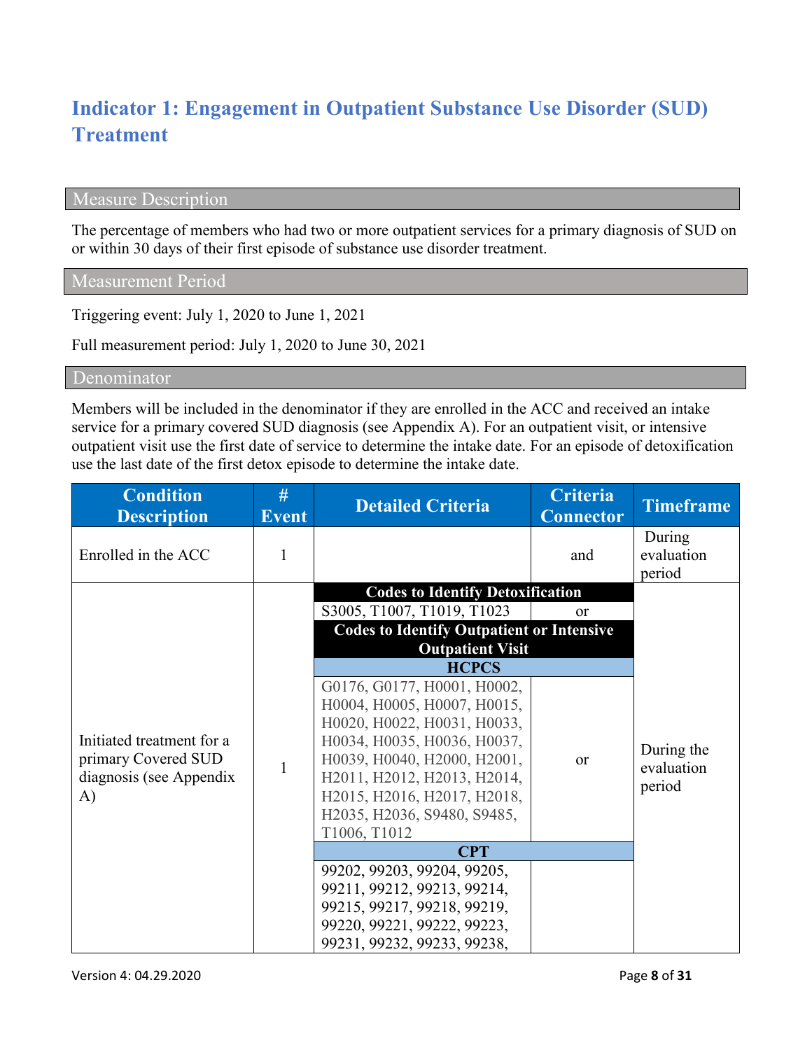# Indicator 1: Engagement in Outpatient Substance Use Disorder (SUD) Treatment

## Measure Description

The percentage of members who had two or more outpatient services for a primary diagnosis of SUD on or within 30 days of their first episode of substance use disorder treatment.

## Measurement Period

Triggering event: July 1, 2020 to June 1, 2021

Full measurement period: July 1, 2020 to June 30, 2021

## Denominator

Members will be included in the denominator if they are enrolled in the ACC and received an intake service for a primary covered SUD diagnosis (see Appendix A). For an outpatient visit, or intensive outpatient visit use the first date of service to determine the intake date. For an episode of detoxification use the last date of the first detox episode to determine the intake date.

| Condition Description | # Event | Detailed Criteria | Criteria Connector | Timeframe |
|---|---|---|---|---|
| Enrolled in the ACC | 1 | | and | During evaluation period |
| Initiated treatment for a primary Covered SUD diagnosis (see Appendix A) | 1 | **Codes to Identify Detoxification** | | During the evaluation period |
| | | S3005, T1007, T1019, T1023 | or | |
| | | **Codes to Identify Outpatient or Intensive Outpatient Visit** | | |
| | | **HCPCS** | | |
| | | G0176, G0177, H0001, H0002, H0004, H0005, H0007, H0015, H0020, H0022, H0031, H0033, H0034, H0035, H0036, H0037, H0039, H0040, H2000, H2001, H2011, H2012, H2013, H2014, H2015, H2016, H2017, H2018, H2035, H2036, S9480, S9485, T1006, T1012 | or | |
| | | **CPT** | | |
| | | 99202, 99203, 99204, 99205, 99211, 99212, 99213, 99214, 99215, 99217, 99218, 99219, 99220, 99221, 99222, 99223, 99231, 99232, 99233, 99238, | | |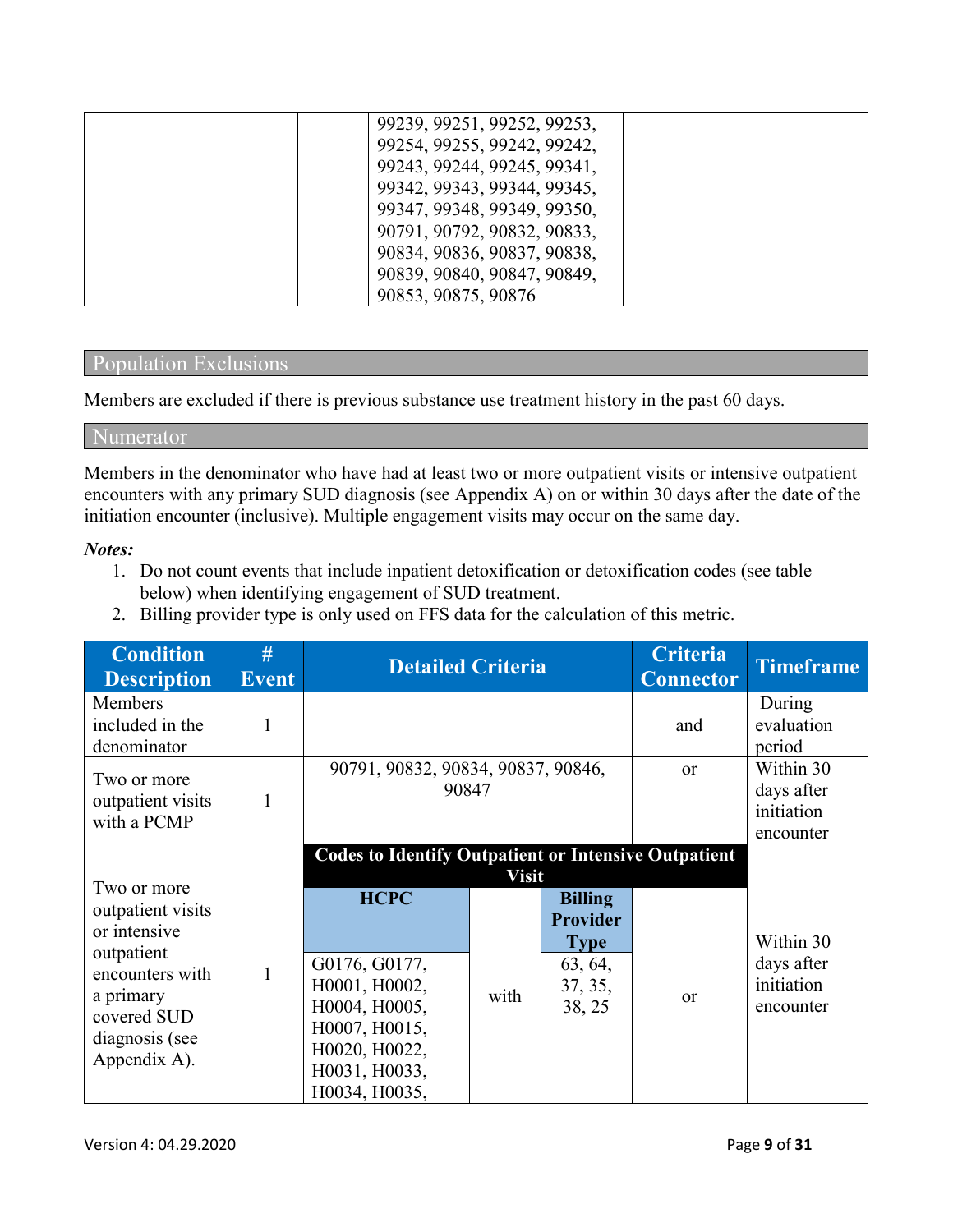| | | 99239, 99251, 99252, 99253, 99254, 99255, 99242, 99242, 99243, 99244, 99245, 99341, 99342, 99343, 99344, 99345, 99347, 99348, 99349, 99350, 90791, 90792, 90832, 90833, 90834, 90836, 90837, 90838, 90839, 90840, 90847, 90849, 90853, 90875, 90876 | | |
|---|---|---|---|---|

## Population Exclusions

Members are excluded if there is previous substance use treatment history in the past 60 days.

## Numerator

Members in the denominator who have had at least two or more outpatient visits or intensive outpatient encounters with any primary SUD diagnosis (see Appendix A) on or within 30 days after the date of the initiation encounter (inclusive). Multiple engagement visits may occur on the same day.

***Notes:***

1. Do not count events that include inpatient detoxification or detoxification codes (see table below) when identifying engagement of SUD treatment.
2. Billing provider type is only used on FFS data for the calculation of this metric.

| Condition Description | # Event | Detailed Criteria | | | Criteria Connector | Timeframe |
|---|---|---|---|---|---|---|
| Members included in the denominator | 1 | | | | and | During evaluation period |
| Two or more outpatient visits with a PCMP | 1 | 90791, 90832, 90834, 90837, 90846, 90847 | | | or | Within 30 days after initiation encounter |
| Two or more outpatient visits or intensive outpatient encounters with a primary covered SUD diagnosis (see Appendix A). | 1 | **Codes to Identify Outpatient or Intensive Outpatient Visit** | | | | Within 30 days after initiation encounter |
| | | **HCPC** | | **Billing Provider Type** | | |
| | | G0176, G0177, H0001, H0002, H0004, H0005, H0007, H0015, H0020, H0022, H0031, H0033, H0034, H0035, | with | 63, 64, 37, 35, 38, 25 | or | |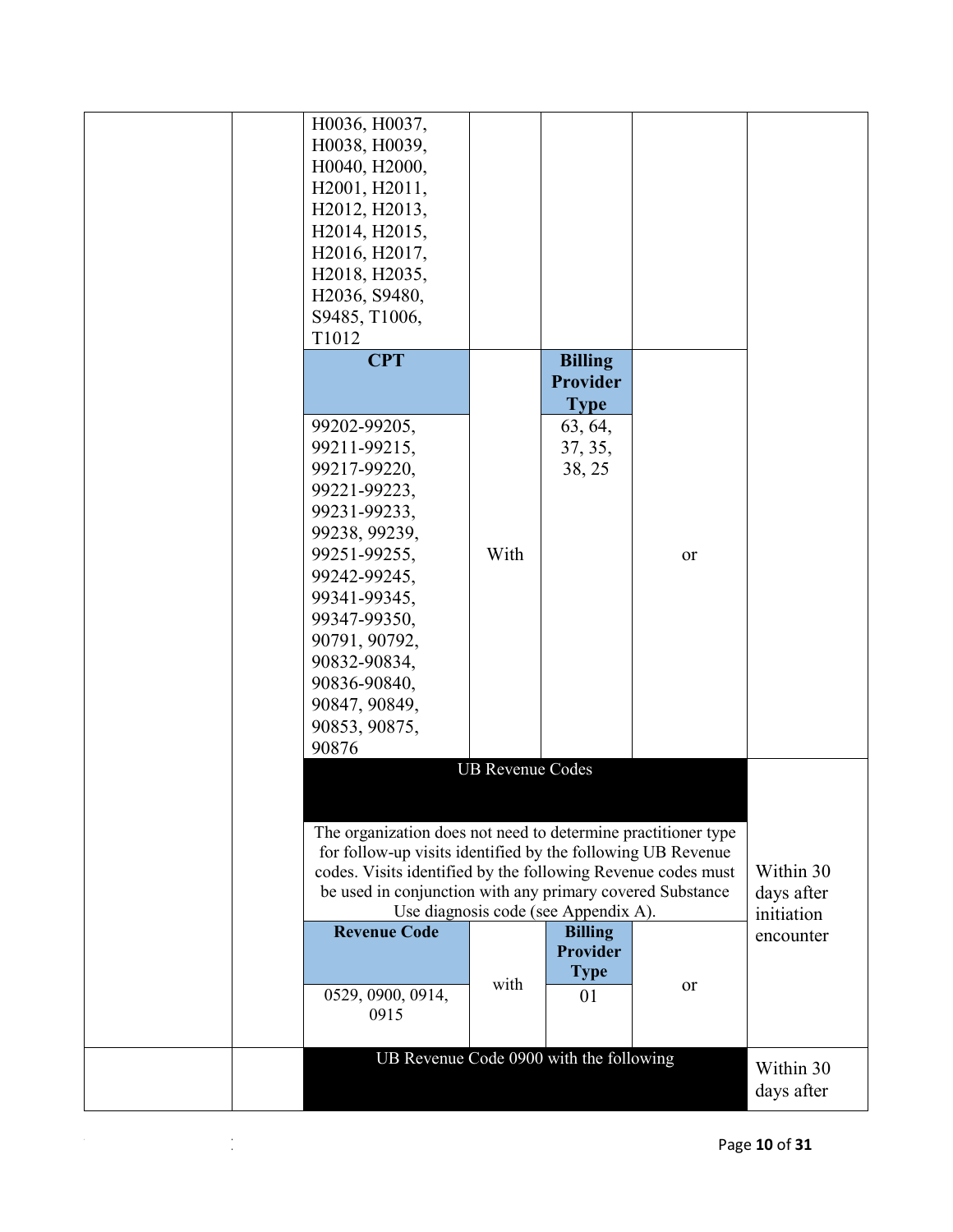| | | | | | | |
|---|---|---|---|---|---|---|
| | | H0036, H0037, H0038, H0039, H0040, H2000, H2001, H2011, H2012, H2013, H2014, H2015, H2016, H2017, H2018, H2035, H2036, S9480, S9485, T1006, T1012 | | | | |
| | | **CPT** | | **Billing Provider Type** | | |
| | | 99202-99205, 99211-99215, 99217-99220, 99221-99223, 99231-99233, 99238, 99239, 99251-99255, 99242-99245, 99341-99345, 99347-99350, 90791, 90792, 90832-90834, 90836-90840, 90847, 90849, 90853, 90875, 90876 | With | 63, 64, 37, 35, 38, 25 | or | |
| | | UB Revenue Codes | | | | Within 30 days after initiation encounter |
| | | The organization does not need to determine practitioner type for follow-up visits identified by the following UB Revenue codes. Visits identified by the following Revenue codes must be used in conjunction with any primary covered Substance Use diagnosis code (see Appendix A). | | | | |
| | | **Revenue Code** | | **Billing Provider Type** | | |
| | | 0529, 0900, 0914, 0915 | with | 01 | or | |
| | | UB Revenue Code 0900 with the following | | | | Within 30 days after |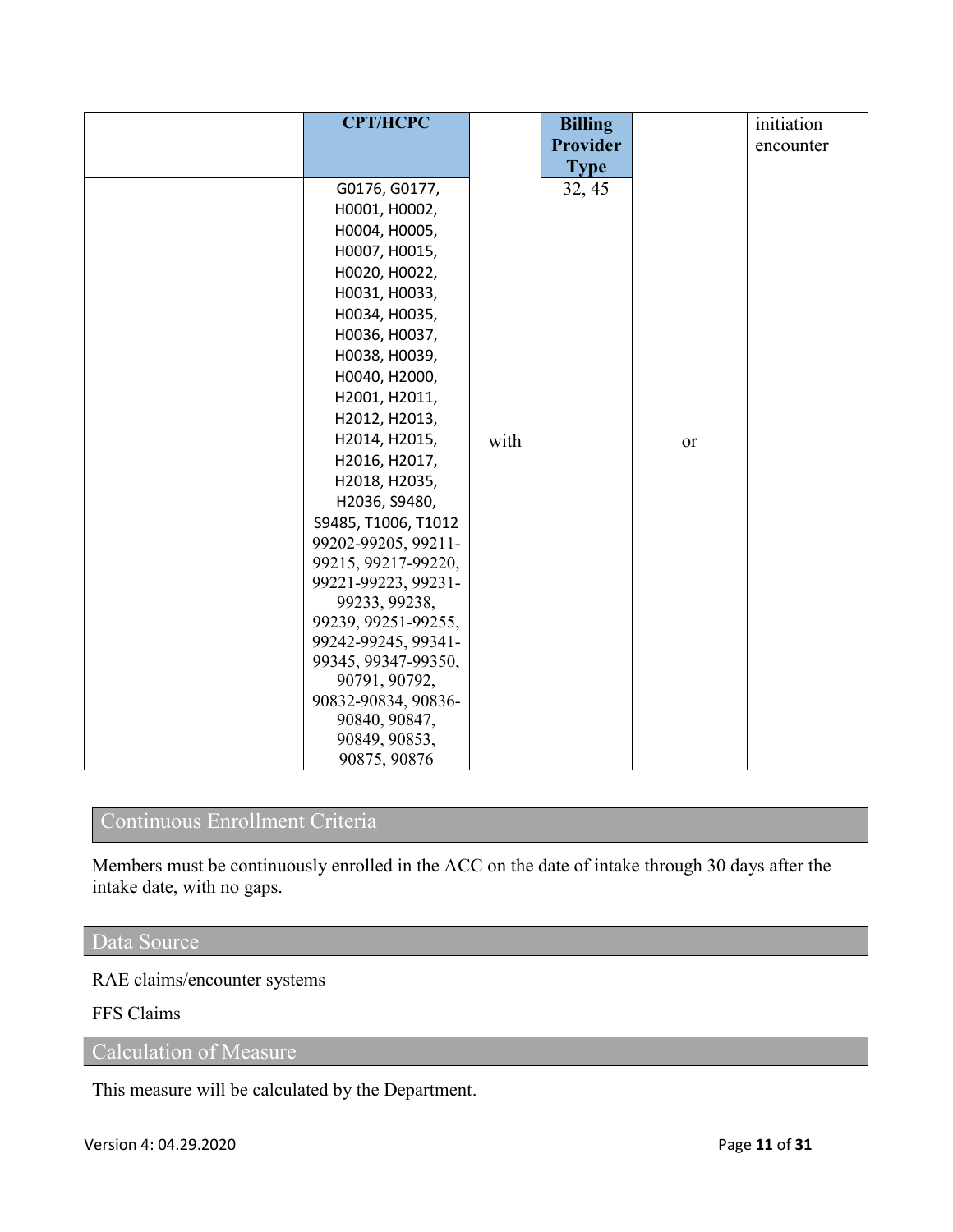| | | CPT/HCPC | | Billing Provider Type | | initiation encounter |
|---|---|---|---|---|---|---|
| | | G0176, G0177, H0001, H0002, H0004, H0005, H0007, H0015, H0020, H0022, H0031, H0033, H0034, H0035, H0036, H0037, H0038, H0039, H0040, H2000, H2001, H2011, H2012, H2013, H2014, H2015, H2016, H2017, H2018, H2035, H2036, S9480, S9485, T1006, T1012 99202-99205, 99211-99215, 99217-99220, 99221-99223, 99231-99233, 99238, 99239, 99251-99255, 99242-99245, 99341-99345, 99347-99350, 90791, 90792, 90832-90834, 90836-90840, 90847, 90849, 90853, 90875, 90876 | with | 32, 45 | or | |

## Continuous Enrollment Criteria

Members must be continuously enrolled in the ACC on the date of intake through 30 days after the intake date, with no gaps.

## Data Source

RAE claims/encounter systems

FFS Claims

## Calculation of Measure

This measure will be calculated by the Department.

Version 4: 04.29.2020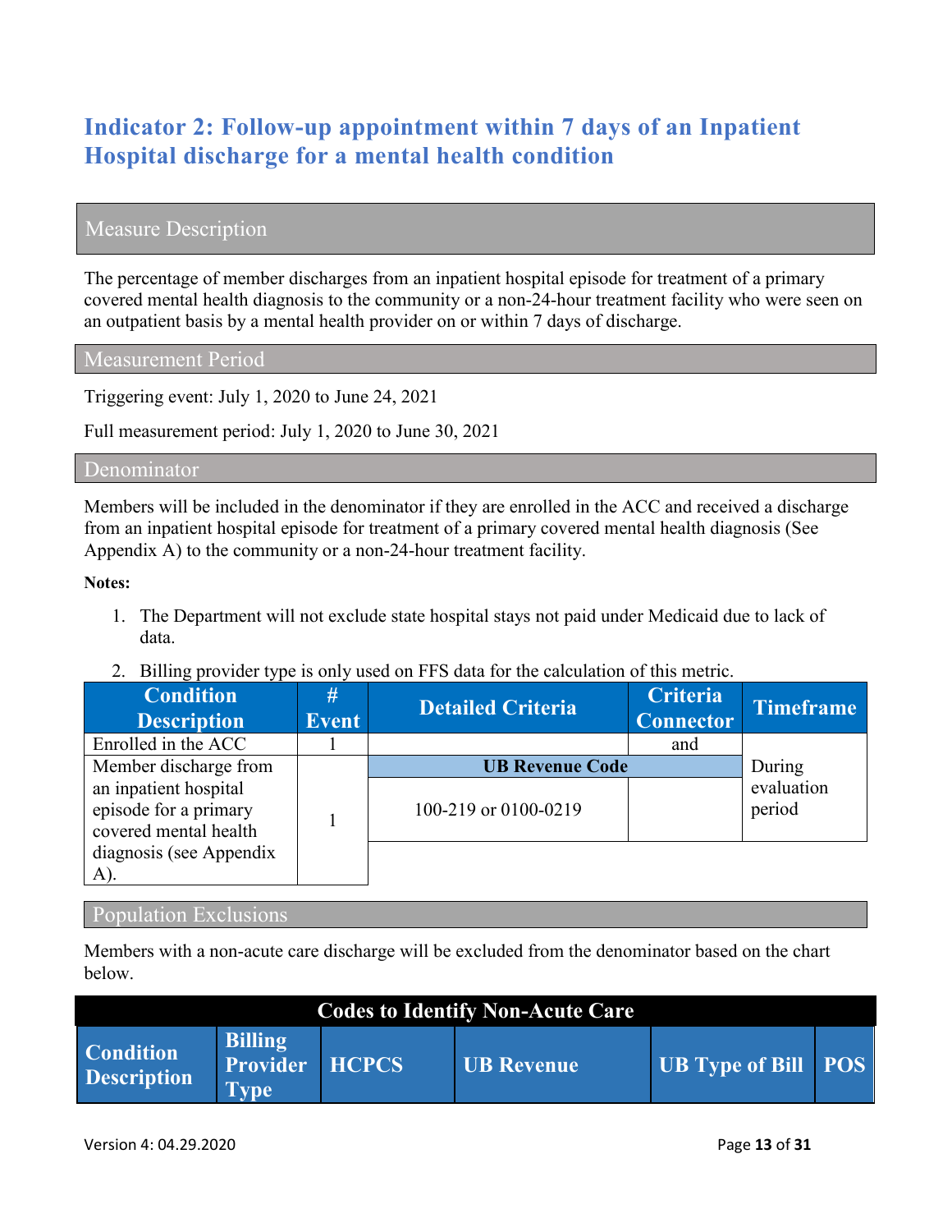## Indicator 2: Follow-up appointment within 7 days of an Inpatient Hospital discharge for a mental health condition

### Measure Description

The percentage of member discharges from an inpatient hospital episode for treatment of a primary covered mental health diagnosis to the community or a non-24-hour treatment facility who were seen on an outpatient basis by a mental health provider on or within 7 days of discharge.

### Measurement Period

Triggering event: July 1, 2020 to June 24, 2021

Full measurement period: July 1, 2020 to June 30, 2021

### Denominator

Members will be included in the denominator if they are enrolled in the ACC and received a discharge from an inpatient hospital episode for treatment of a primary covered mental health diagnosis (See Appendix A) to the community or a non-24-hour treatment facility.

**Notes:**

1. The Department will not exclude state hospital stays not paid under Medicaid due to lack of data.
2. Billing provider type is only used on FFS data for the calculation of this metric.

| Condition Description | # Event | Detailed Criteria | Criteria Connector | Timeframe |
|---|---|---|---|---|
| Enrolled in the ACC | 1 | | and | During evaluation period |
| Member discharge from an inpatient hospital episode for a primary covered mental health diagnosis (see Appendix A). | 1 | **UB Revenue Code**<br>100-219 or 0100-0219 | | |

### Population Exclusions

Members with a non-acute care discharge will be excluded from the denominator based on the chart below.

| Codes to Identify Non-Acute Care | | | | | |
|---|---|---|---|---|---|
| **Condition Description** | **Billing Provider Type** | **HCPCS** | **UB Revenue** | **UB Type of Bill** | **POS** |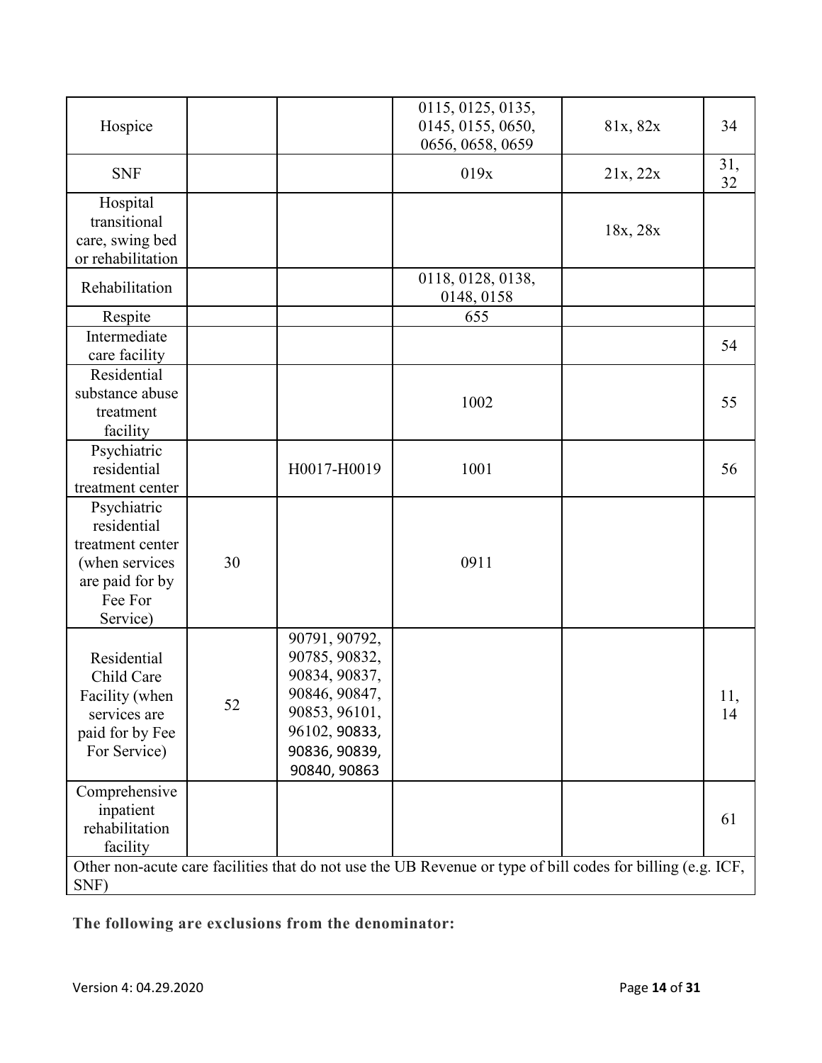| | | | | | |
|---|---|---|---|---|---|
| Hospice | | | 0115, 0125, 0135, 0145, 0155, 0650, 0656, 0658, 0659 | 81x, 82x | 34 |
| SNF | | | 019x | 21x, 22x | 31, 32 |
| Hospital transitional care, swing bed or rehabilitation | | | | 18x, 28x | |
| Rehabilitation | | | 0118, 0128, 0138, 0148, 0158 | | |
| Respite | | | 655 | | |
| Intermediate care facility | | | | | 54 |
| Residential substance abuse treatment facility | | | 1002 | | 55 |
| Psychiatric residential treatment center | | H0017-H0019 | 1001 | | 56 |
| Psychiatric residential treatment center (when services are paid for by Fee For Service) | 30 | | 0911 | | |
| Residential Child Care Facility (when services are paid for by Fee For Service) | 52 | 90791, 90792, 90785, 90832, 90834, 90837, 90846, 90847, 90853, 96101, 96102, 90833, 90836, 90839, 90840, 90863 | | | 11, 14 |
| Comprehensive inpatient rehabilitation facility | | | | | 61 |
| Other non-acute care facilities that do not use the UB Revenue or type of bill codes for billing (e.g. ICF, SNF) | | | | | |

**The following are exclusions from the denominator:**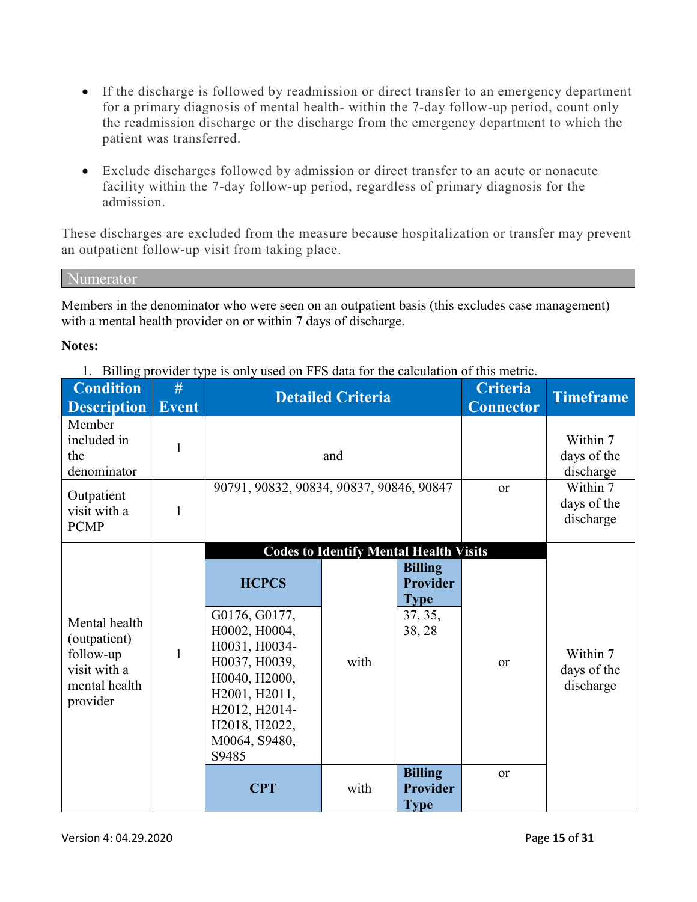- If the discharge is followed by readmission or direct transfer to an emergency department for a primary diagnosis of mental health- within the 7-day follow-up period, count only the readmission discharge or the discharge from the emergency department to which the patient was transferred.

- Exclude discharges followed by admission or direct transfer to an acute or nonacute facility within the 7-day follow-up period, regardless of primary diagnosis for the admission.

These discharges are excluded from the measure because hospitalization or transfer may prevent an outpatient follow-up visit from taking place.

## Numerator

Members in the denominator who were seen on an outpatient basis (this excludes case management) with a mental health provider on or within 7 days of discharge.

**Notes:**

1. Billing provider type is only used on FFS data for the calculation of this metric.

| Condition Description | # Event | Detailed Criteria | | | Criteria Connector | Timeframe |
|---|---|---|---|---|---|---|
| Member included in the denominator | 1 | and | | | | Within 7 days of the discharge |
| Outpatient visit with a PCMP | 1 | 90791, 90832, 90834, 90837, 90846, 90847 | | | or | Within 7 days of the discharge |
| Mental health (outpatient) follow-up visit with a mental health provider | 1 | **Codes to Identify Mental Health Visits** | | | | Within 7 days of the discharge |
| | | **HCPCS** | | **Billing Provider Type** | | |
| | | G0176, G0177, H0002, H0004, H0031, H0034-H0037, H0039, H0040, H2000, H2001, H2011, H2012, H2014-H2018, H2022, M0064, S9480, S9485 | with | 37, 35, 38, 28 | or | |
| | | **CPT** | with | **Billing Provider Type** | or | |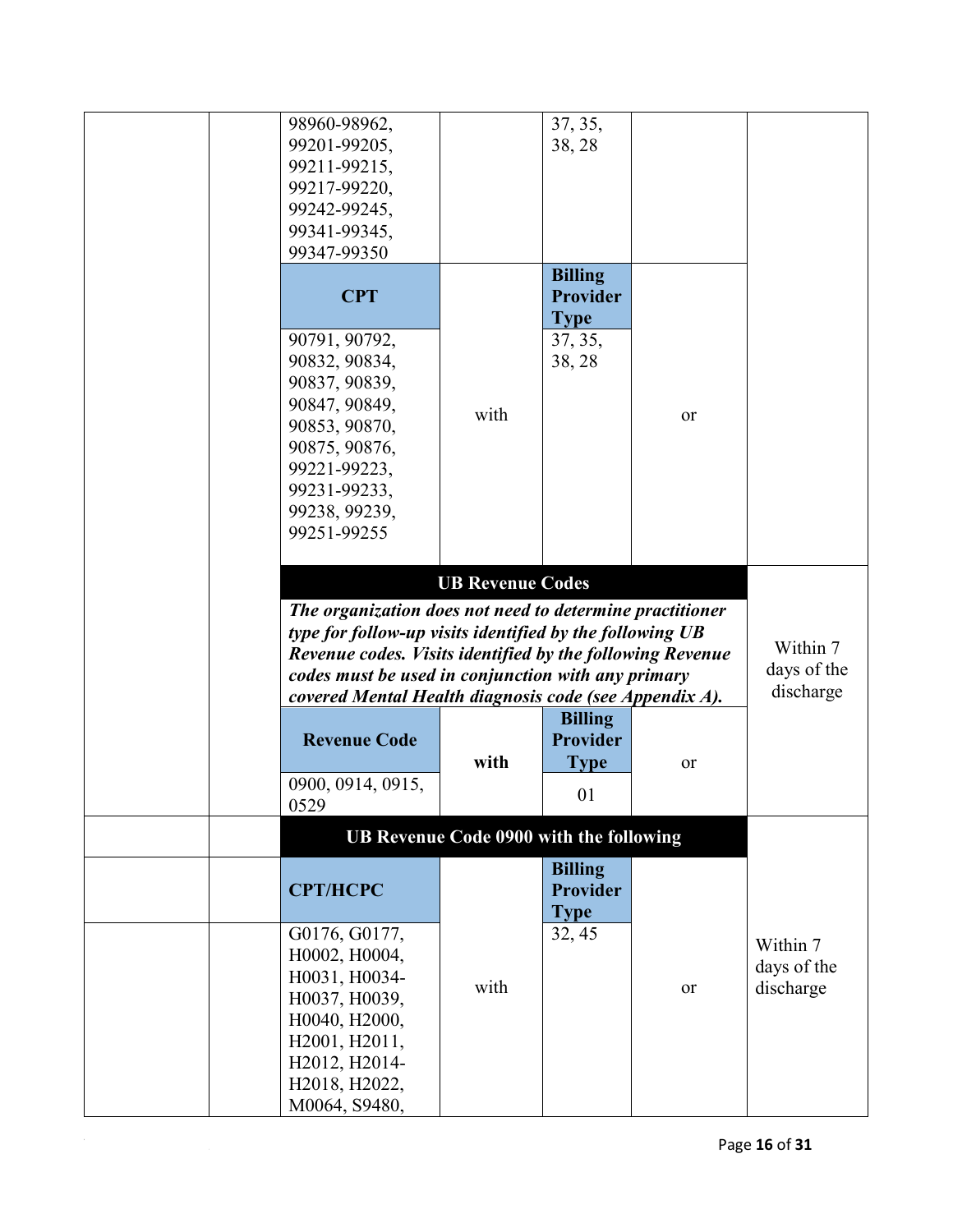| | | | | | | |
|---|---|---|---|---|---|---|
| | | 98960-98962, 99201-99205, 99211-99215, 99217-99220, 99242-99245, 99341-99345, 99347-99350 | | 37, 35, 38, 28 | | |
| | | **CPT** | | **Billing Provider Type** | | |
| | | 90791, 90792, 90832, 90834, 90837, 90839, 90847, 90849, 90853, 90870, 90875, 90876, 99221-99223, 99231-99233, 99238, 99239, 99251-99255 | with | 37, 35, 38, 28 | or | |
| | | **UB Revenue Codes** | | | | Within 7 days of the discharge |
| | | ***The organization does not need to determine practitioner type for follow-up visits identified by the following UB Revenue codes. Visits identified by the following Revenue codes must be used in conjunction with any primary covered Mental Health diagnosis code (see Appendix A).*** | | | | |
| | | **Revenue Code** | **with** | **Billing Provider Type** | or | |
| | | 0900, 0914, 0915, 0529 | | 01 | | |
| | | **UB Revenue Code 0900 with the following** | | | | Within 7 days of the discharge |
| | | **CPT/HCPC** | | **Billing Provider Type** | | |
| | | G0176, G0177, H0002, H0004, H0031, H0034-H0037, H0039, H0040, H2000, H2001, H2011, H2012, H2014-H2018, H2022, M0064, S9480, | with | 32, 45 | or | |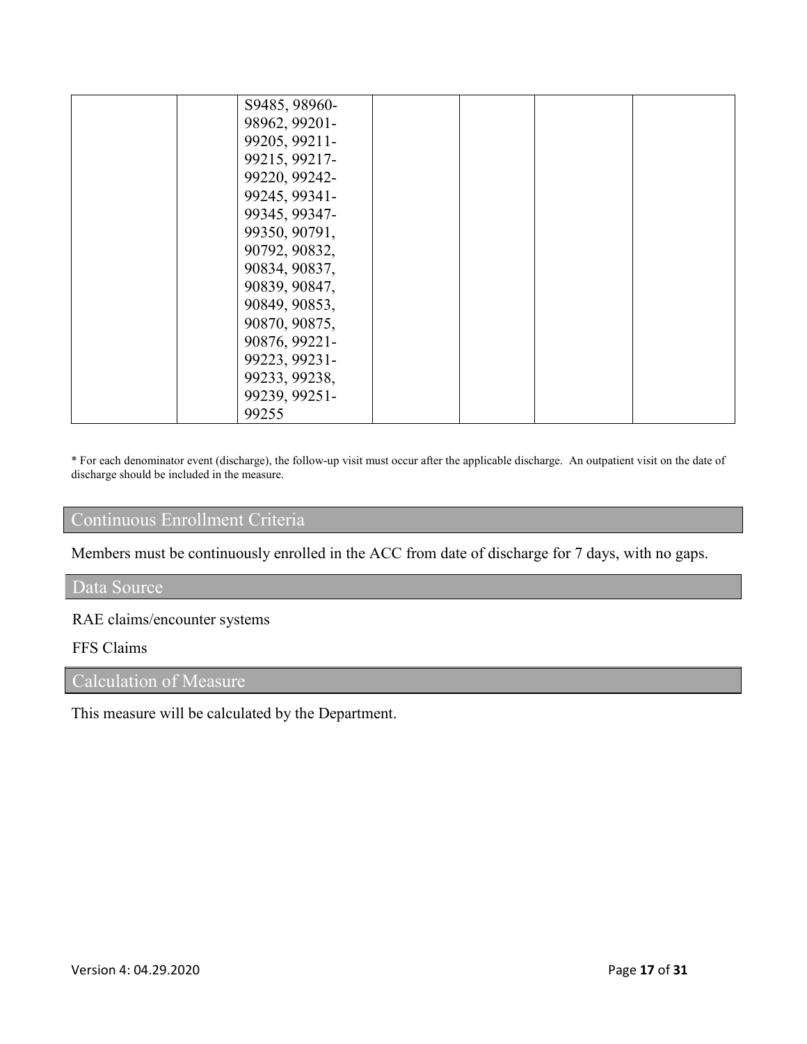| | | | | | | |
|---|---|---|---|---|---|---|
| | | S9485, 98960-98962, 99201-99205, 99211-99215, 99217-99220, 99242-99245, 99341-99345, 99347-99350, 90791, 90792, 90832, 90834, 90837, 90839, 90847, 90849, 90853, 90870, 90875, 90876, 99221-99223, 99231-99233, 99238, 99239, 99251-99255 | | | | |

* For each denominator event (discharge), the follow-up visit must occur after the applicable discharge. An outpatient visit on the date of discharge should be included in the measure.

## Continuous Enrollment Criteria

Members must be continuously enrolled in the ACC from date of discharge for 7 days, with no gaps.

## Data Source

RAE claims/encounter systems

FFS Claims

## Calculation of Measure

This measure will be calculated by the Department.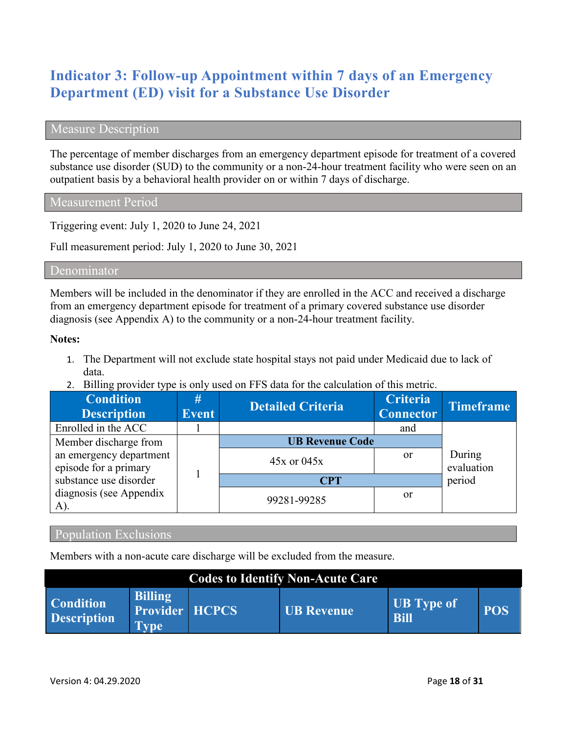## Indicator 3: Follow-up Appointment within 7 days of an Emergency Department (ED) visit for a Substance Use Disorder

### Measure Description

The percentage of member discharges from an emergency department episode for treatment of a covered substance use disorder (SUD) to the community or a non-24-hour treatment facility who were seen on an outpatient basis by a behavioral health provider on or within 7 days of discharge.

### Measurement Period

Triggering event: July 1, 2020 to June 24, 2021

Full measurement period: July 1, 2020 to June 30, 2021

### Denominator

Members will be included in the denominator if they are enrolled in the ACC and received a discharge from an emergency department episode for treatment of a primary covered substance use disorder diagnosis (see Appendix A) to the community or a non-24-hour treatment facility.

**Notes:**

1. The Department will not exclude state hospital stays not paid under Medicaid due to lack of data.
2. Billing provider type is only used on FFS data for the calculation of this metric.

| Condition Description | # Event | Detailed Criteria | Criteria Connector | Timeframe |
|---|---|---|---|---|
| Enrolled in the ACC | 1 | | and | During evaluation period |
| Member discharge from an emergency department episode for a primary substance use disorder diagnosis (see Appendix A). | 1 | **UB Revenue Code** | | |
| | | 45x or 045x | or | |
| | | **CPT** | | |
| | | 99281-99285 | or | |

### Population Exclusions

Members with a non-acute care discharge will be excluded from the measure.

| Codes to Identify Non-Acute Care | | | | | |
|---|---|---|---|---|---|
| **Condition Description** | **Billing Provider Type** | **HCPCS** | **UB Revenue** | **UB Type of Bill** | **POS** |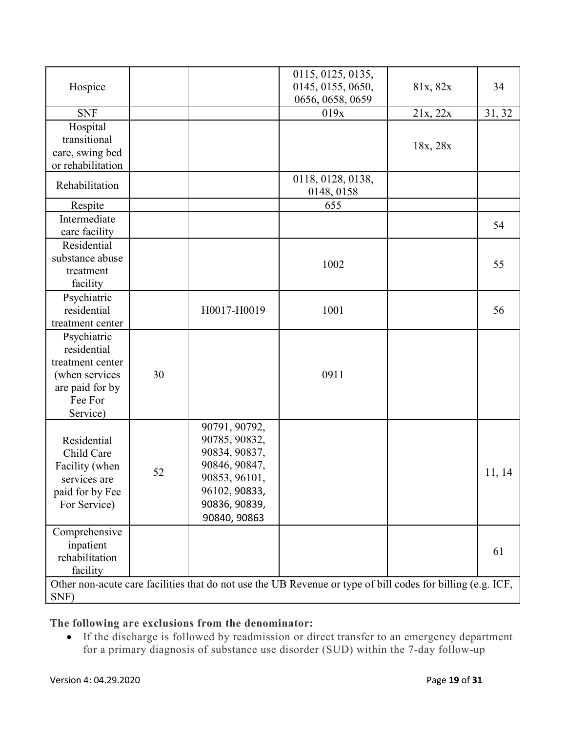| | | | | | |
|---|---|---|---|---|---|
| Hospice | | | 0115, 0125, 0135, 0145, 0155, 0650, 0656, 0658, 0659 | 81x, 82x | 34 |
| SNF | | | 019x | 21x, 22x | 31, 32 |
| Hospital transitional care, swing bed or rehabilitation | | | | 18x, 28x | |
| Rehabilitation | | | 0118, 0128, 0138, 0148, 0158 | | |
| Respite | | | 655 | | |
| Intermediate care facility | | | | | 54 |
| Residential substance abuse treatment facility | | | 1002 | | 55 |
| Psychiatric residential treatment center | | H0017-H0019 | 1001 | | 56 |
| Psychiatric residential treatment center (when services are paid for by Fee For Service) | 30 | | 0911 | | |
| Residential Child Care Facility (when services are paid for by Fee For Service) | 52 | 90791, 90792, 90785, 90832, 90834, 90837, 90846, 90847, 90853, 96101, 96102, 90833, 90836, 90839, 90840, 90863 | | | 11, 14 |
| Comprehensive inpatient rehabilitation facility | | | | | 61 |
| Other non-acute care facilities that do not use the UB Revenue or type of bill codes for billing (e.g. ICF, SNF) | | | | | |

**The following are exclusions from the denominator:**

- If the discharge is followed by readmission or direct transfer to an emergency department for a primary diagnosis of substance use disorder (SUD) within the 7-day follow-up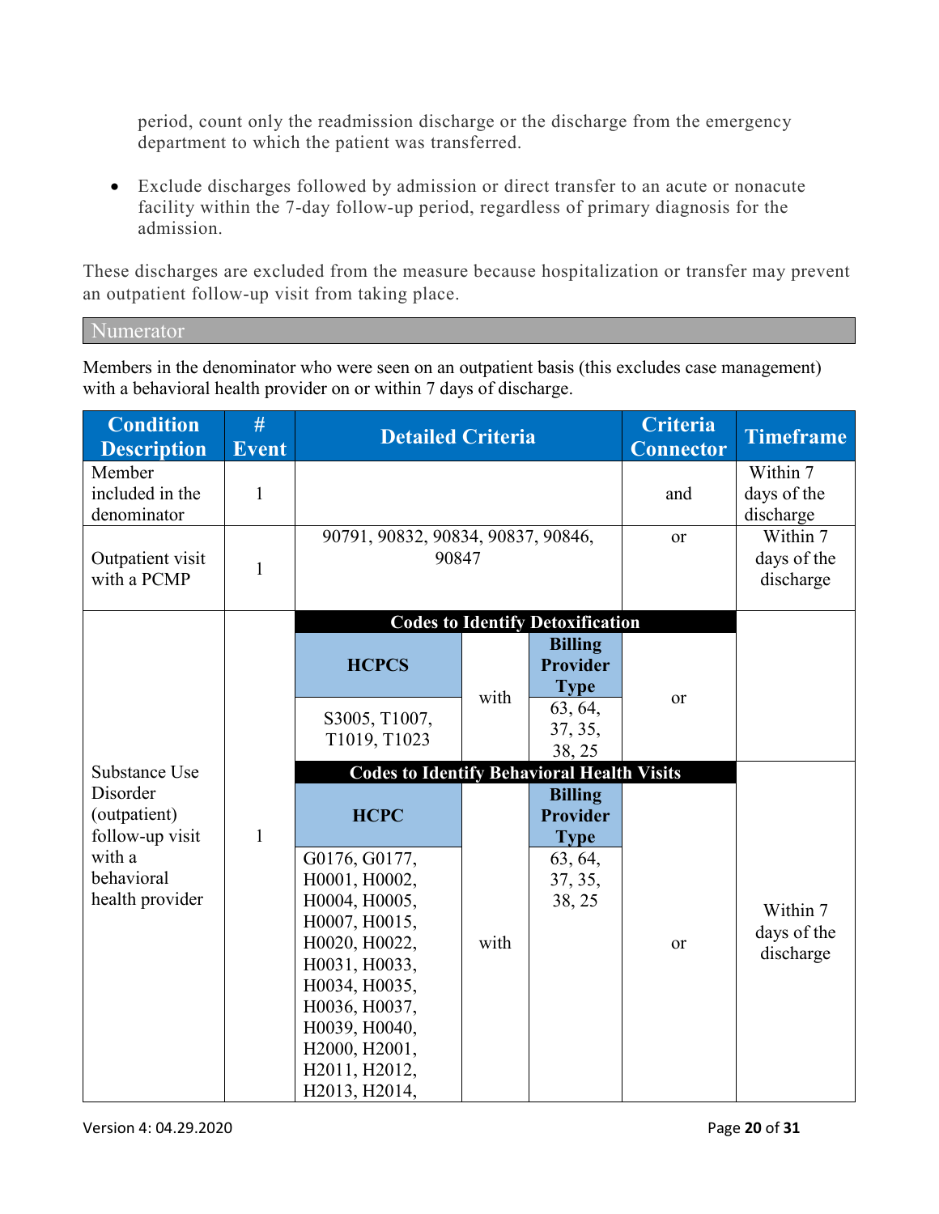period, count only the readmission discharge or the discharge from the emergency department to which the patient was transferred.

- Exclude discharges followed by admission or direct transfer to an acute or nonacute facility within the 7-day follow-up period, regardless of primary diagnosis for the admission.

These discharges are excluded from the measure because hospitalization or transfer may prevent an outpatient follow-up visit from taking place.

## Numerator

Members in the denominator who were seen on an outpatient basis (this excludes case management) with a behavioral health provider on or within 7 days of discharge.

| Condition Description | # Event | Detailed Criteria | | | Criteria Connector | Timeframe |
|---|---|---|---|---|---|---|
| Member included in the denominator | 1 | | | | and | Within 7 days of the discharge |
| Outpatient visit with a PCMP | 1 | 90791, 90832, 90834, 90837, 90846, 90847 | | | or | Within 7 days of the discharge |
| Substance Use Disorder (outpatient) follow-up visit with a behavioral health provider | 1 | **Codes to Identify Detoxification** | | | | |
| | | **HCPCS** | | **Billing Provider Type** | | |
| | | S3005, T1007, T1019, T1023 | with | 63, 64, 37, 35, 38, 25 | or | |
| | | **Codes to Identify Behavioral Health Visits** | | | | |
| | | **HCPC** | | **Billing Provider Type** | | |
| | | G0176, G0177, H0001, H0002, H0004, H0005, H0007, H0015, H0020, H0022, H0031, H0033, H0034, H0035, H0036, H0037, H0039, H0040, H2000, H2001, H2011, H2012, H2013, H2014, | with | 63, 64, 37, 35, 38, 25 | or | Within 7 days of the discharge |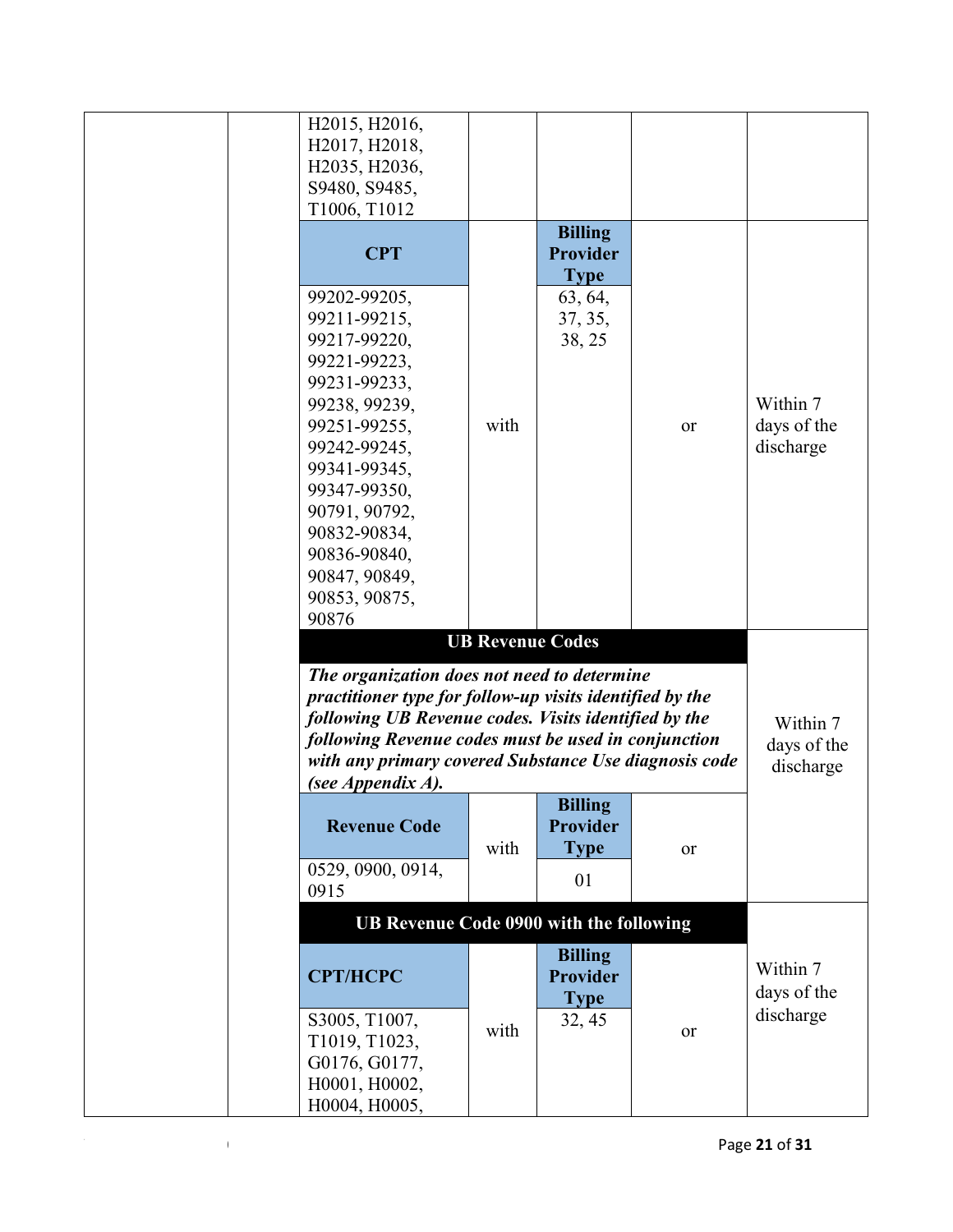| | | | | | | |
|---|---|---|---|---|---|---|
| | | H2015, H2016, H2017, H2018, H2035, H2036, S9480, S9485, T1006, T1012 | | | | |
| | | **CPT** | | **Billing Provider Type** | | |
| | | 99202-99205, 99211-99215, 99217-99220, 99221-99223, 99231-99233, 99238, 99239, 99251-99255, 99242-99245, 99341-99345, 99347-99350, 90791, 90792, 90832-90834, 90836-90840, 90847, 90849, 90853, 90875, 90876 | with | 63, 64, 37, 35, 38, 25 | or | Within 7 days of the discharge |
| | | **UB Revenue Codes** | | | | |
| | | ***The organization does not need to determine practitioner type for follow-up visits identified by the following UB Revenue codes. Visits identified by the following Revenue codes must be used in conjunction with any primary covered Substance Use diagnosis code (see Appendix A).*** | | | | Within 7 days of the discharge |
| | | **Revenue Code** | with | **Billing Provider Type** | or | |
| | | 0529, 0900, 0914, 0915 | | 01 | | |
| | | **UB Revenue Code 0900 with the following** | | | | |
| | | **CPT/HCPC** | | **Billing Provider Type** | | Within 7 days of the discharge |
| | | S3005, T1007, T1019, T1023, G0176, G0177, H0001, H0002, H0004, H0005, | with | 32, 45 | or | |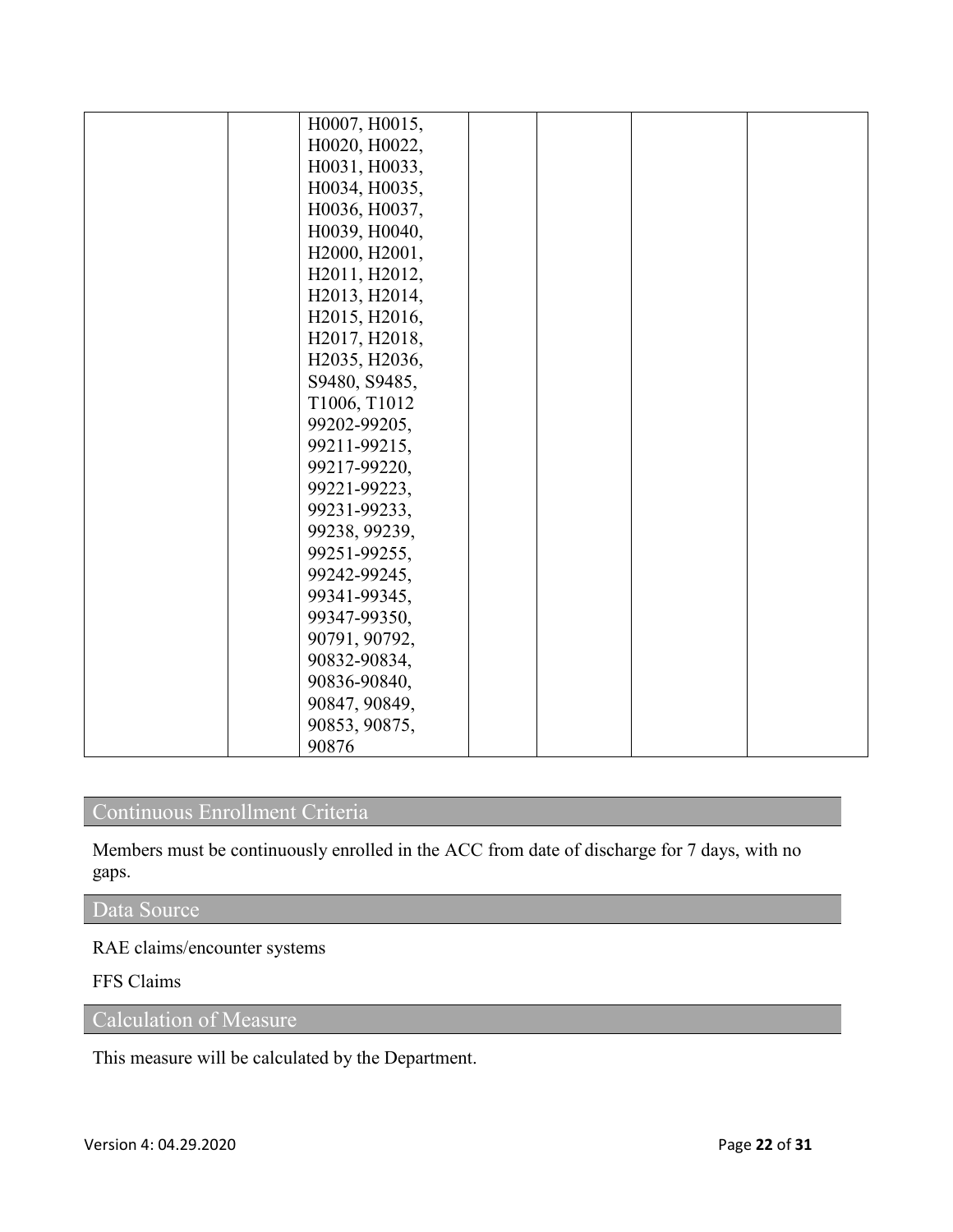|  |  |  |  |  |  |  |
|---|---|---|---|---|---|---|
|  |  | H0007, H0015, H0020, H0022, H0031, H0033, H0034, H0035, H0036, H0037, H0039, H0040, H2000, H2001, H2011, H2012, H2013, H2014, H2015, H2016, H2017, H2018, H2035, H2036, S9480, S9485, T1006, T1012 99202-99205, 99211-99215, 99217-99220, 99221-99223, 99231-99233, 99238, 99239, 99251-99255, 99242-99245, 99341-99345, 99347-99350, 90791, 90792, 90832-90834, 90836-90840, 90847, 90849, 90853, 90875, 90876 |  |  |  |  |

## Continuous Enrollment Criteria

Members must be continuously enrolled in the ACC from date of discharge for 7 days, with no gaps.

## Data Source

RAE claims/encounter systems

FFS Claims

## Calculation of Measure

This measure will be calculated by the Department.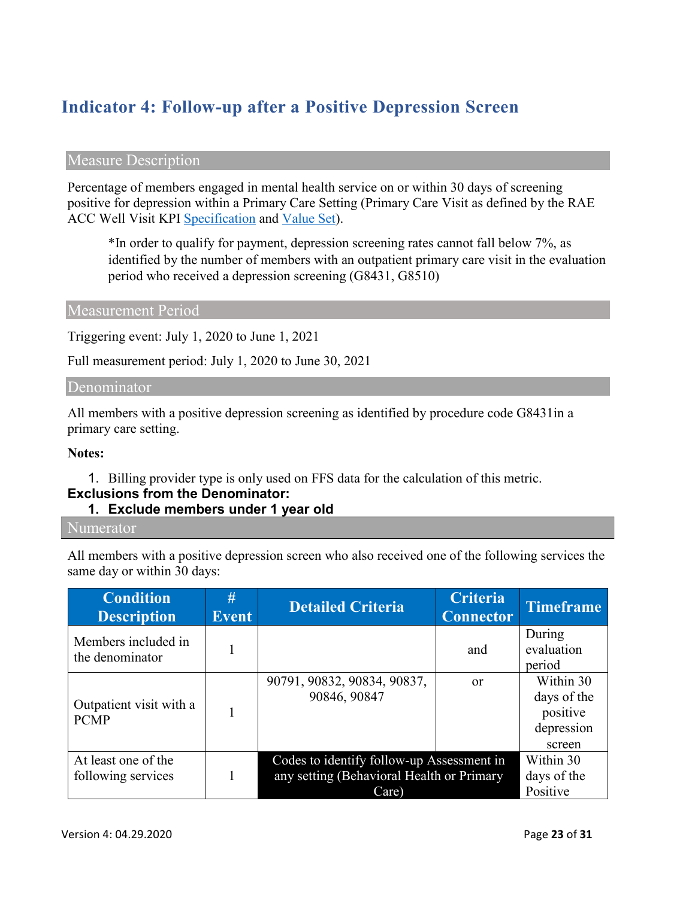# Indicator 4: Follow-up after a Positive Depression Screen

## Measure Description

Percentage of members engaged in mental health service on or within 30 days of screening positive for depression within a Primary Care Setting (Primary Care Visit as defined by the RAE ACC Well Visit KPI Specification and Value Set).

> *In order to qualify for payment, depression screening rates cannot fall below 7%, as identified by the number of members with an outpatient primary care visit in the evaluation period who received a depression screening (G8431, G8510)

## Measurement Period

Triggering event: July 1, 2020 to June 1, 2021

Full measurement period: July 1, 2020 to June 30, 2021

## Denominator

All members with a positive depression screening as identified by procedure code G8431in a primary care setting.

**Notes:**

1. Billing provider type is only used on FFS data for the calculation of this metric.

**Exclusions from the Denominator:**

1. **Exclude members under 1 year old**

## Numerator

All members with a positive depression screen who also received one of the following services the same day or within 30 days:

| Condition Description | # Event | Detailed Criteria | Criteria Connector | Timeframe |
|---|---|---|---|---|
| Members included in the denominator | 1 | | and | During evaluation period |
| Outpatient visit with a PCMP | 1 | 90791, 90832, 90834, 90837, 90846, 90847 | or | Within 30 days of the positive depression screen |
| At least one of the following services | 1 | Codes to identify follow-up Assessment in any setting (Behavioral Health or Primary Care) | | Within 30 days of the Positive |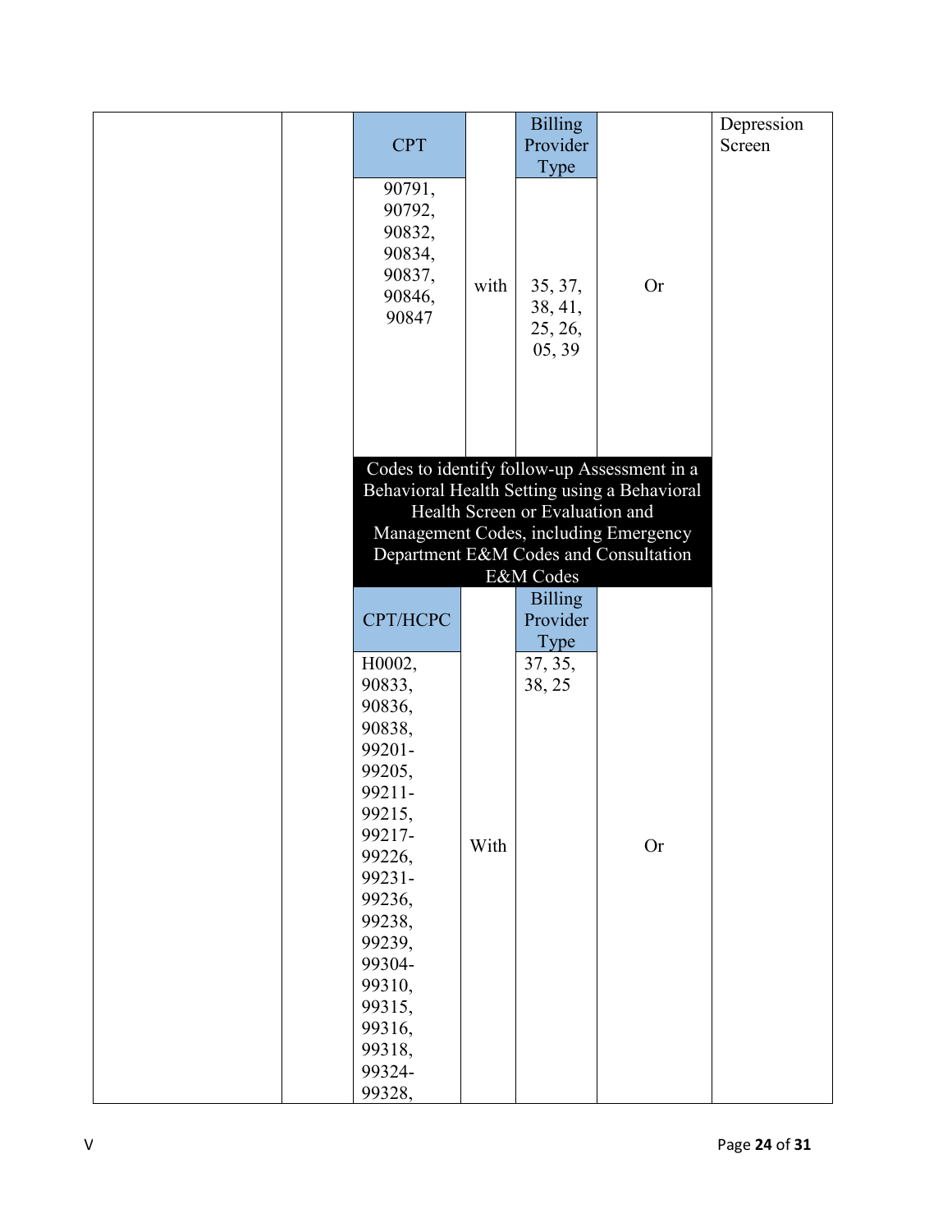| | | CPT | | Billing Provider Type | | Depression Screen |
|---|---|---|---|---|---|---|
| | | 90791, 90792, 90832, 90834, 90837, 90846, 90847 | with | 35, 37, 38, 41, 25, 26, 05, 39 | Or | |
| | | Codes to identify follow-up Assessment in a Behavioral Health Setting using a Behavioral Health Screen or Evaluation and Management Codes, including Emergency Department E&M Codes and Consultation E&M Codes | | | | |
| | | CPT/HCPC | | Billing Provider Type | | |
| | | H0002, 90833, 90836, 90838, 99201-99205, 99211-99215, 99217-99226, 99231-99236, 99238, 99239, 99304-99310, 99315, 99316, 99318, 99324-99328, | With | 37, 35, 38, 25 | Or | |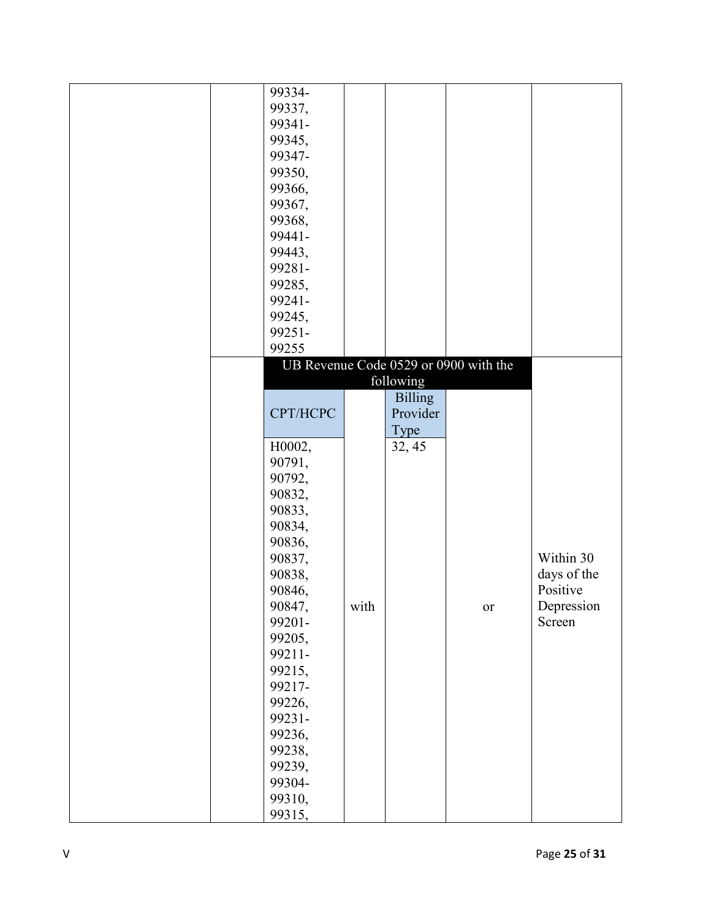| | | | | | | |
|---|---|---|---|---|---|---|
| | | 99334-99337, 99341-99345, 99347-99350, 99366, 99367, 99368, 99441-99443, 99281-99285, 99241-99245, 99251-99255 | | | | |
| | | **UB Revenue Code 0529 or 0900 with the following** | | | | Within 30 days of the Positive Depression Screen |
| | | CPT/HCPC | | Billing Provider Type | | |
| | | H0002, 90791, 90792, 90832, 90833, 90834, 90836, 90837, 90838, 90846, 90847, 99201-99205, 99211-99215, 99217-99226, 99231-99236, 99238, 99239, 99304-99310, 99315, | with | 32, 45 | or | |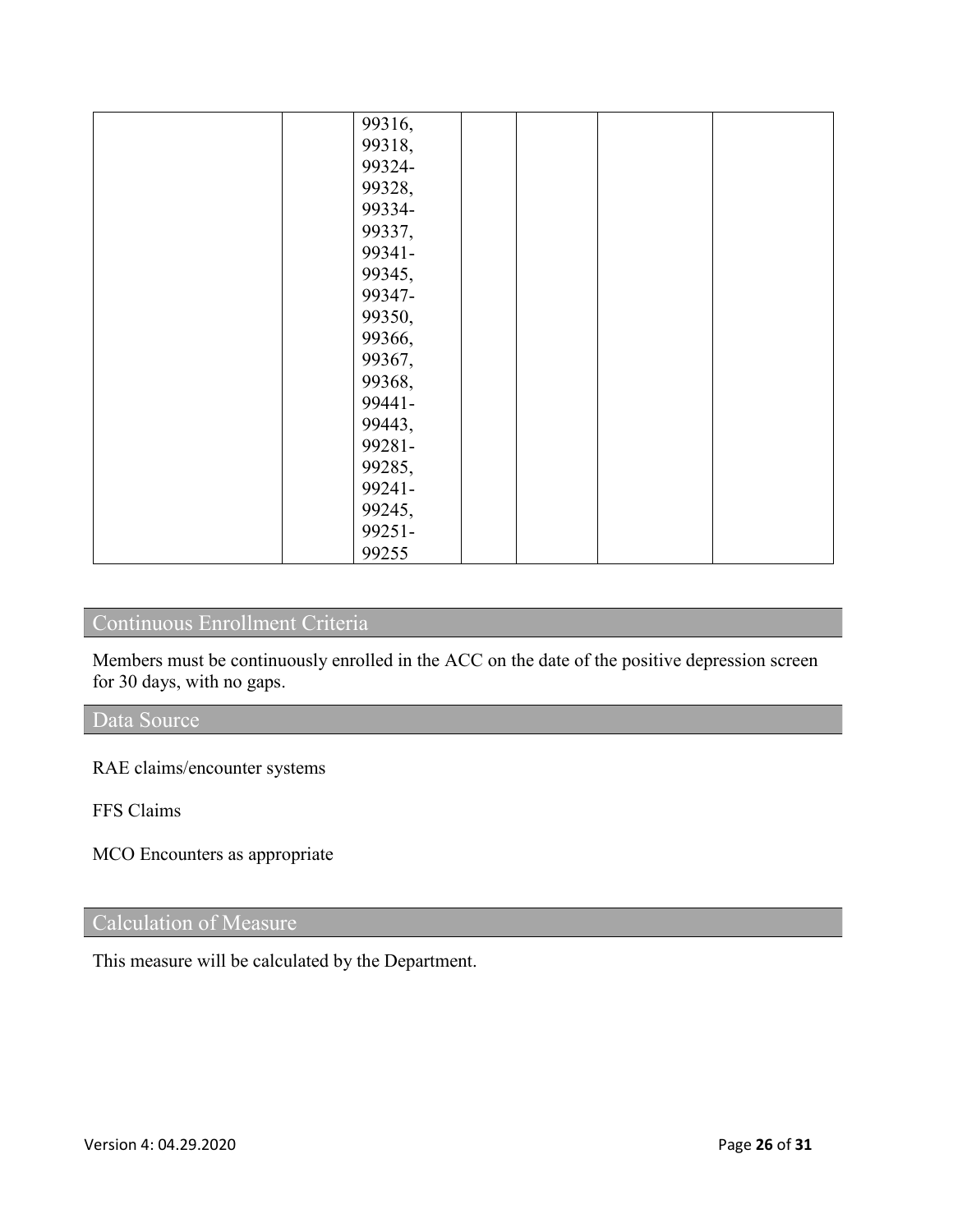| | | | | | | |
|---|---|---|---|---|---|---|
| | | 99316, 99318, 99324-99328, 99334-99337, 99341-99345, 99347-99350, 99366, 99367, 99368, 99441-99443, 99281-99285, 99241-99245, 99251-99255 | | | | |

## Continuous Enrollment Criteria

Members must be continuously enrolled in the ACC on the date of the positive depression screen for 30 days, with no gaps.

## Data Source

RAE claims/encounter systems

FFS Claims

MCO Encounters as appropriate

## Calculation of Measure

This measure will be calculated by the Department.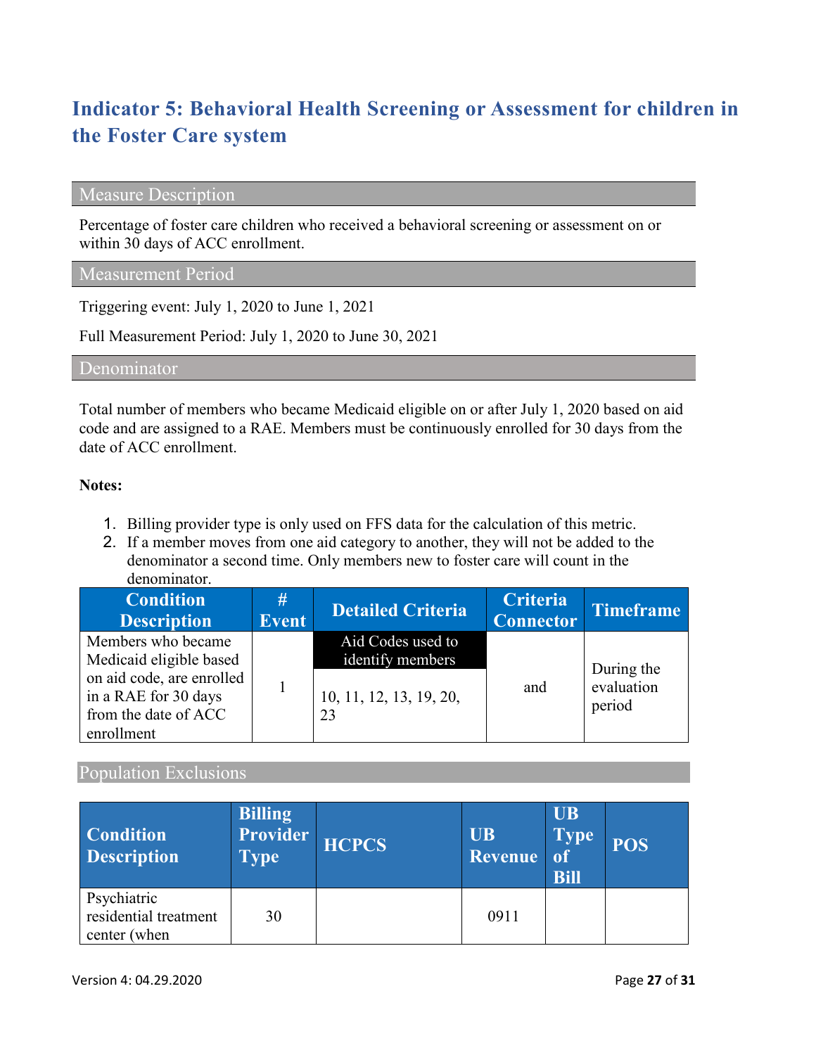## Indicator 5: Behavioral Health Screening or Assessment for children in the Foster Care system

### Measure Description

Percentage of foster care children who received a behavioral screening or assessment on or within 30 days of ACC enrollment.

### Measurement Period

Triggering event: July 1, 2020 to June 1, 2021

Full Measurement Period: July 1, 2020 to June 30, 2021

### Denominator

Total number of members who became Medicaid eligible on or after July 1, 2020 based on aid code and are assigned to a RAE. Members must be continuously enrolled for 30 days from the date of ACC enrollment.

**Notes:**

1. Billing provider type is only used on FFS data for the calculation of this metric.
2. If a member moves from one aid category to another, they will not be added to the denominator a second time. Only members new to foster care will count in the denominator.

| Condition Description | # Event | Detailed Criteria | Criteria Connector | Timeframe |
|---|---|---|---|---|
| Members who became Medicaid eligible based on aid code, are enrolled in a RAE for 30 days from the date of ACC enrollment | 1 | **Aid Codes used to identify members**<br>10, 11, 12, 13, 19, 20, 23 | and | During the evaluation period |

### Population Exclusions

| Condition Description | Billing Provider Type | HCPCS | UB Revenue | UB Type of Bill | POS |
|---|---|---|---|---|---|
| Psychiatric residential treatment center (when | 30 | | 0911 | | |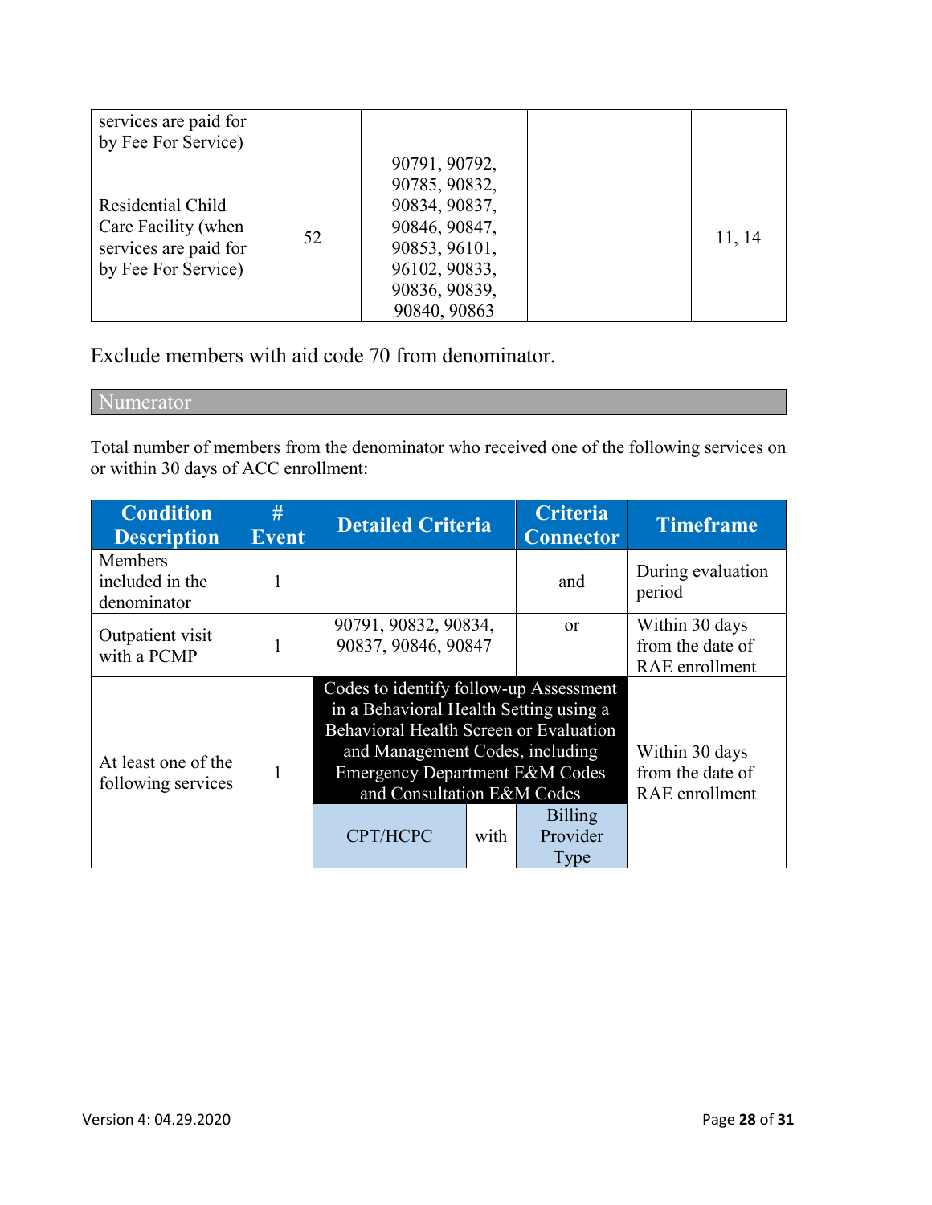| | | | | | |
|---|---|---|---|---|---|
| services are paid for by Fee For Service) | | | | | |
| Residential Child Care Facility (when services are paid for by Fee For Service) | 52 | 90791, 90792, 90785, 90832, 90834, 90837, 90846, 90847, 90853, 96101, 96102, 90833, 90836, 90839, 90840, 90863 | | | 11, 14 |

Exclude members with aid code 70 from denominator.

## Numerator

Total number of members from the denominator who received one of the following services on or within 30 days of ACC enrollment:

| Condition Description | # Event | Detailed Criteria | | Criteria Connector | Timeframe |
|---|---|---|---|---|---|
| Members included in the denominator | 1 | | | and | During evaluation period |
| Outpatient visit with a PCMP | 1 | 90791, 90832, 90834, 90837, 90846, 90847 | | or | Within 30 days from the date of RAE enrollment |
| At least one of the following services | 1 | Codes to identify follow-up Assessment in a Behavioral Health Setting using a Behavioral Health Screen or Evaluation and Management Codes, including Emergency Department E&M Codes and Consultation E&M Codes | | | Within 30 days from the date of RAE enrollment |
| | | CPT/HCPC | with | Billing Provider Type | |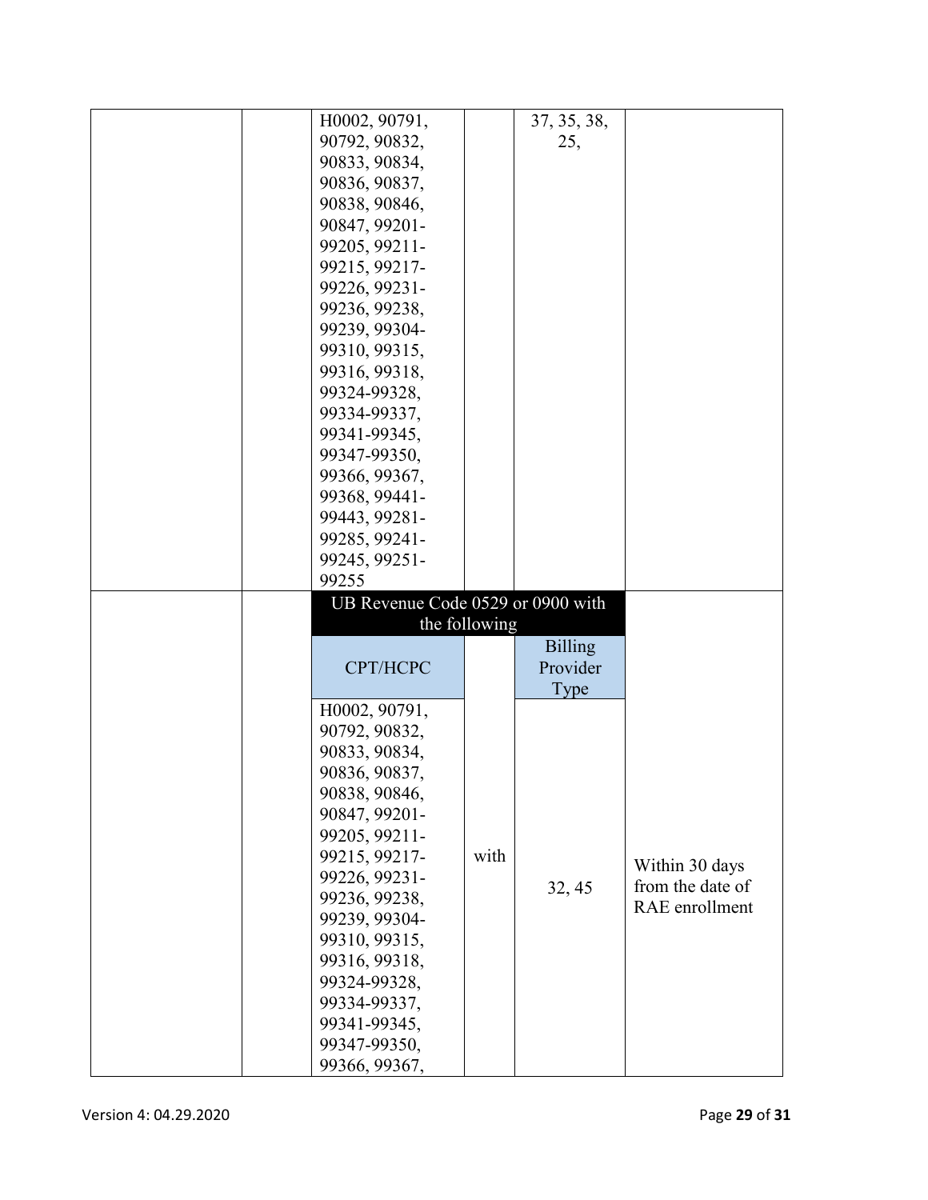| | | | | | |
|---|---|---|---|---|---|
| | | H0002, 90791, 90792, 90832, 90833, 90834, 90836, 90837, 90838, 90846, 90847, 99201-99205, 99211-99215, 99217-99226, 99231-99236, 99238, 99239, 99304-99310, 99315, 99316, 99318, 99324-99328, 99334-99337, 99341-99345, 99347-99350, 99366, 99367, 99368, 99441-99443, 99281-99285, 99241-99245, 99251-99255 | | 37, 35, 38, 25, | |
| | | **UB Revenue Code 0529 or 0900 with the following** | | | Within 30 days from the date of RAE enrollment |
| | | CPT/HCPC | | Billing Provider Type | |
| | | H0002, 90791, 90792, 90832, 90833, 90834, 90836, 90837, 90838, 90846, 90847, 99201-99205, 99211-99215, 99217-99226, 99231-99236, 99238, 99239, 99304-99310, 99315, 99316, 99318, 99324-99328, 99334-99337, 99341-99345, 99347-99350, 99366, 99367, | with | 32, 45 | |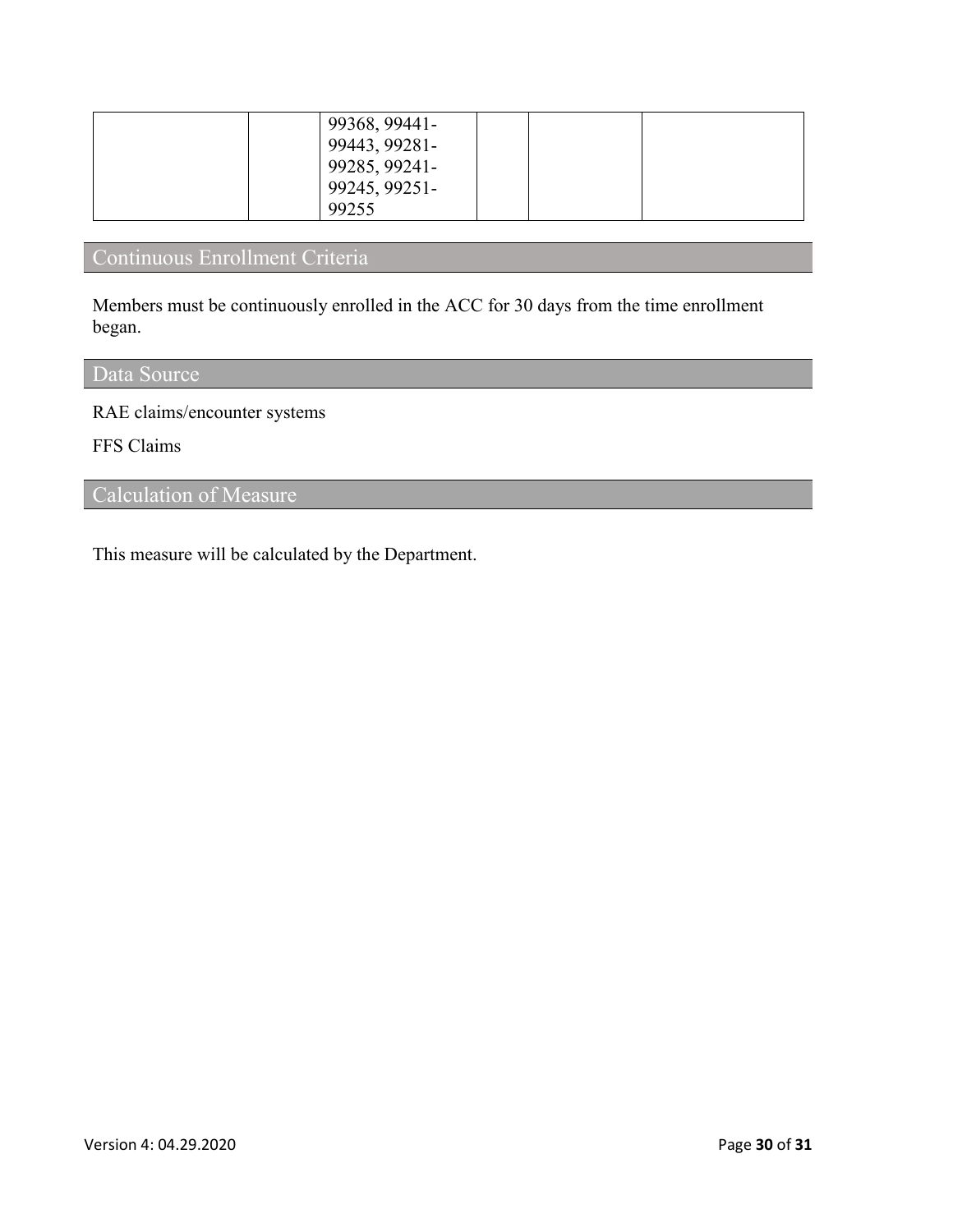| | | | | | |
|---|---|---|---|---|---|
| | | 99368, 99441-99443, 99281-99285, 99241-99245, 99251-99255 | | | |

## Continuous Enrollment Criteria

Members must be continuously enrolled in the ACC for 30 days from the time enrollment began.

## Data Source

RAE claims/encounter systems

FFS Claims

## Calculation of Measure

This measure will be calculated by the Department.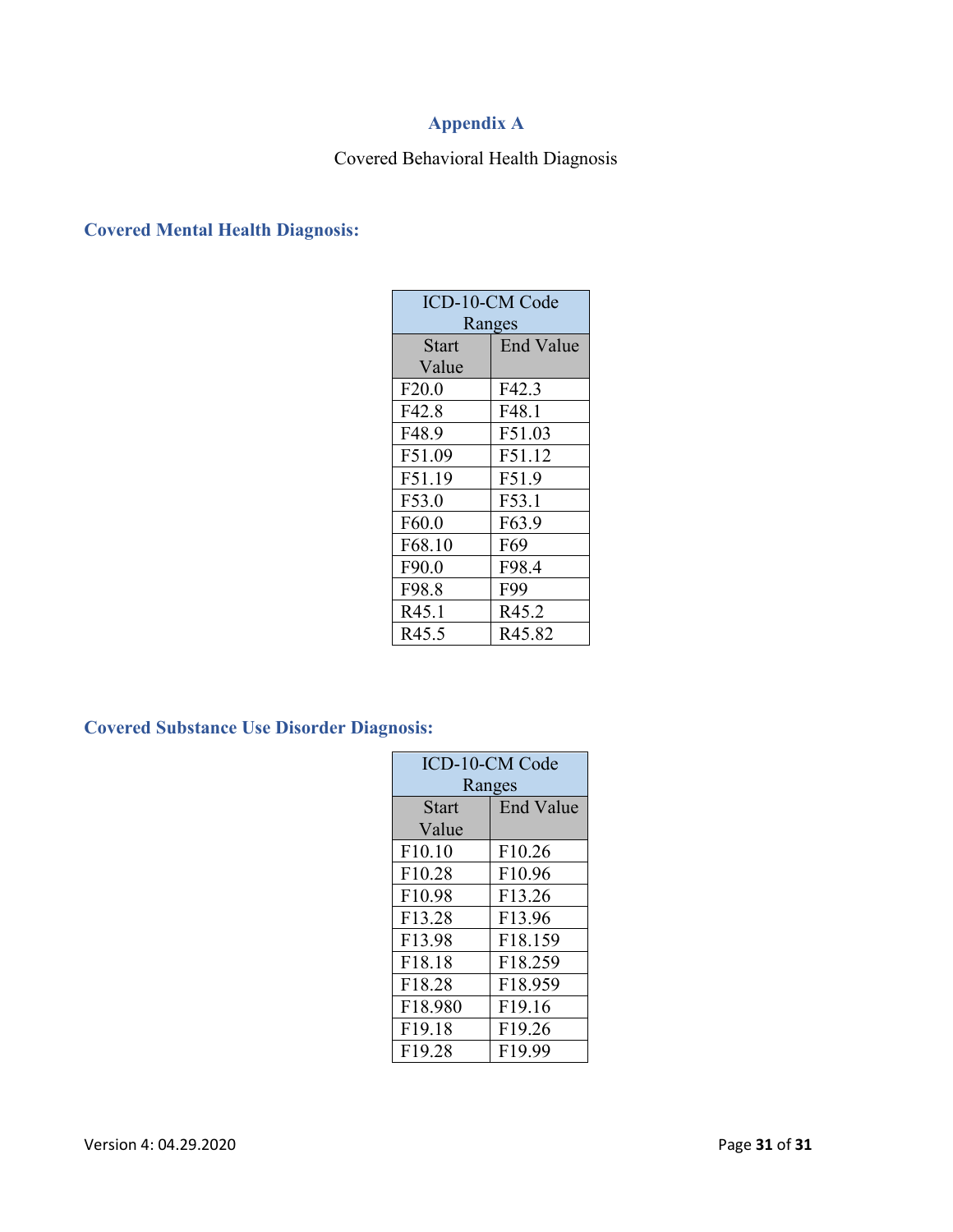## Appendix A

Covered Behavioral Health Diagnosis

### Covered Mental Health Diagnosis:

| ICD-10-CM Code Ranges | |
|---|---|
| Start Value | End Value |
| F20.0 | F42.3 |
| F42.8 | F48.1 |
| F48.9 | F51.03 |
| F51.09 | F51.12 |
| F51.19 | F51.9 |
| F53.0 | F53.1 |
| F60.0 | F63.9 |
| F68.10 | F69 |
| F90.0 | F98.4 |
| F98.8 | F99 |
| R45.1 | R45.2 |
| R45.5 | R45.82 |

### Covered Substance Use Disorder Diagnosis:

| ICD-10-CM Code Ranges | |
|---|---|
| Start Value | End Value |
| F10.10 | F10.26 |
| F10.28 | F10.96 |
| F10.98 | F13.26 |
| F13.28 | F13.96 |
| F13.98 | F18.159 |
| F18.18 | F18.259 |
| F18.28 | F18.959 |
| F18.980 | F19.16 |
| F19.18 | F19.26 |
| F19.28 | F19.99 |

Version 4: 04.29.2020